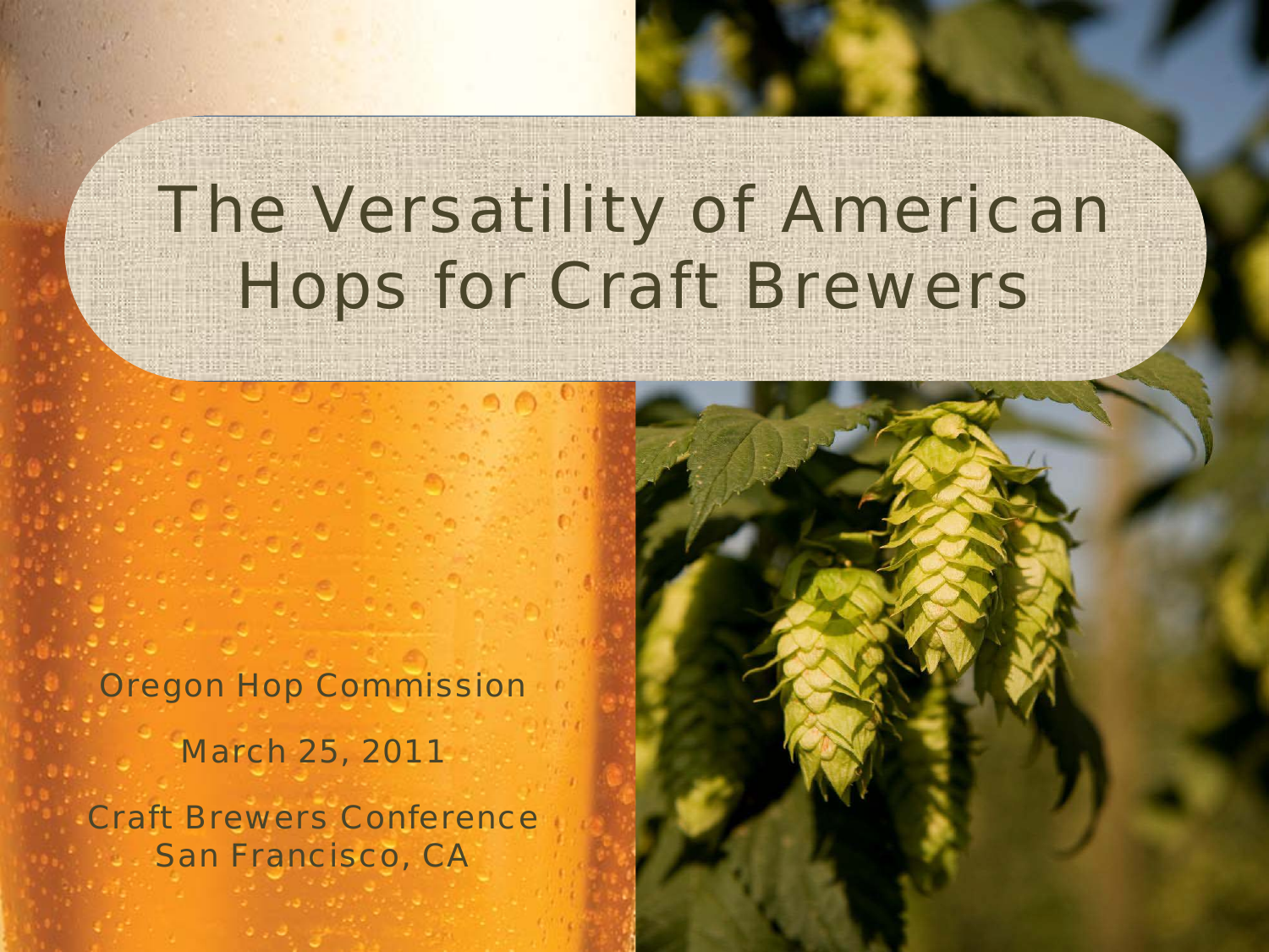# The Versatility of American Hops for Craft Brewers

Oregon Hop Commission

March 25, 2011

Craft Brewers Conference
San Francisco, CA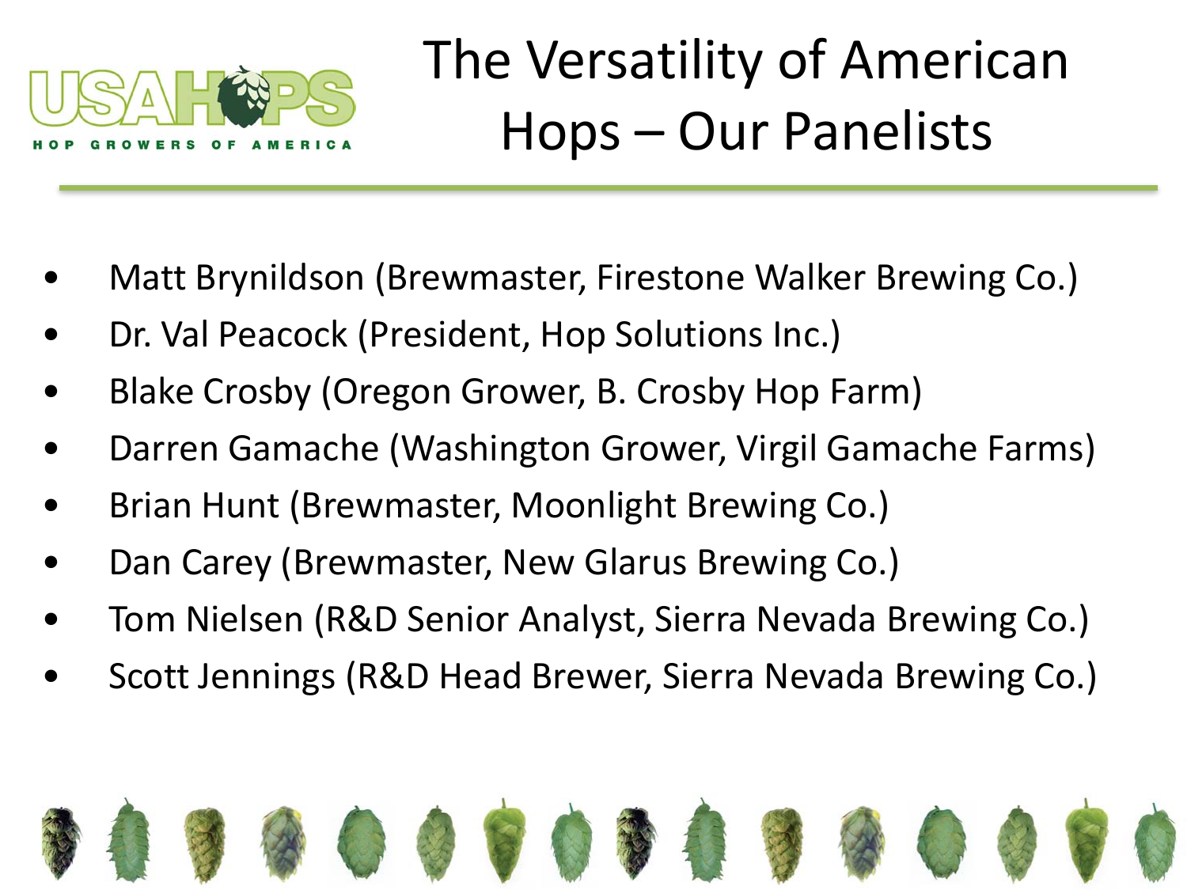# The Versatility of American Hops – Our Panelists

- Matt Brynildson (Brewmaster, Firestone Walker Brewing Co.)
- Dr. Val Peacock (President, Hop Solutions Inc.)
- Blake Crosby (Oregon Grower, B. Crosby Hop Farm)
- Darren Gamache (Washington Grower, Virgil Gamache Farms)
- Brian Hunt (Brewmaster, Moonlight Brewing Co.)
- Dan Carey (Brewmaster, New Glarus Brewing Co.)
- Tom Nielsen (R&D Senior Analyst, Sierra Nevada Brewing Co.)
- Scott Jennings (R&D Head Brewer, Sierra Nevada Brewing Co.)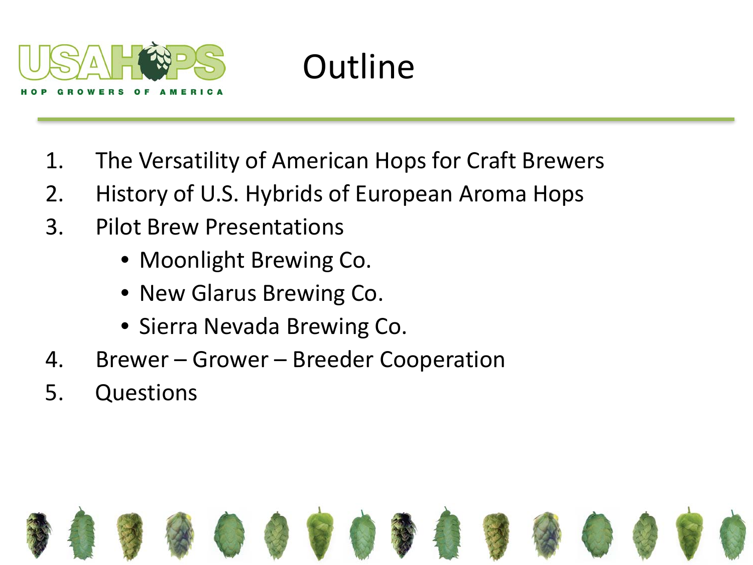# Outline

1. The Versatility of American Hops for Craft Brewers
2. History of U.S. Hybrids of European Aroma Hops
3. Pilot Brew Presentations
   - Moonlight Brewing Co.
   - New Glarus Brewing Co.
   - Sierra Nevada Brewing Co.
4. Brewer – Grower – Breeder Cooperation
5. Questions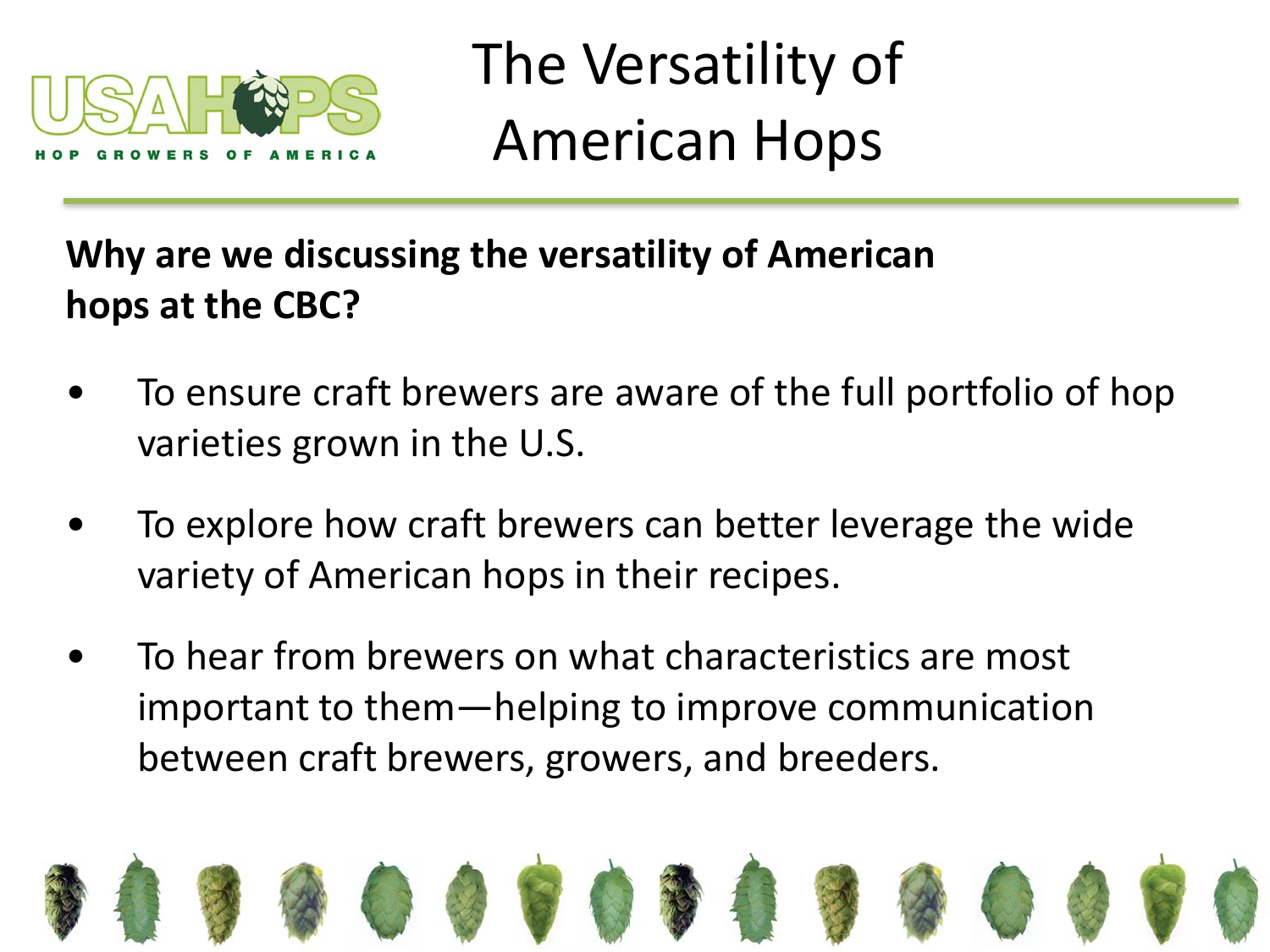# The Versatility of American Hops

**Why are we discussing the versatility of American hops at the CBC?**

- To ensure craft brewers are aware of the full portfolio of hop varieties grown in the U.S.
- To explore how craft brewers can better leverage the wide variety of American hops in their recipes.
- To hear from brewers on what characteristics are most important to them—helping to improve communication between craft brewers, growers, and breeders.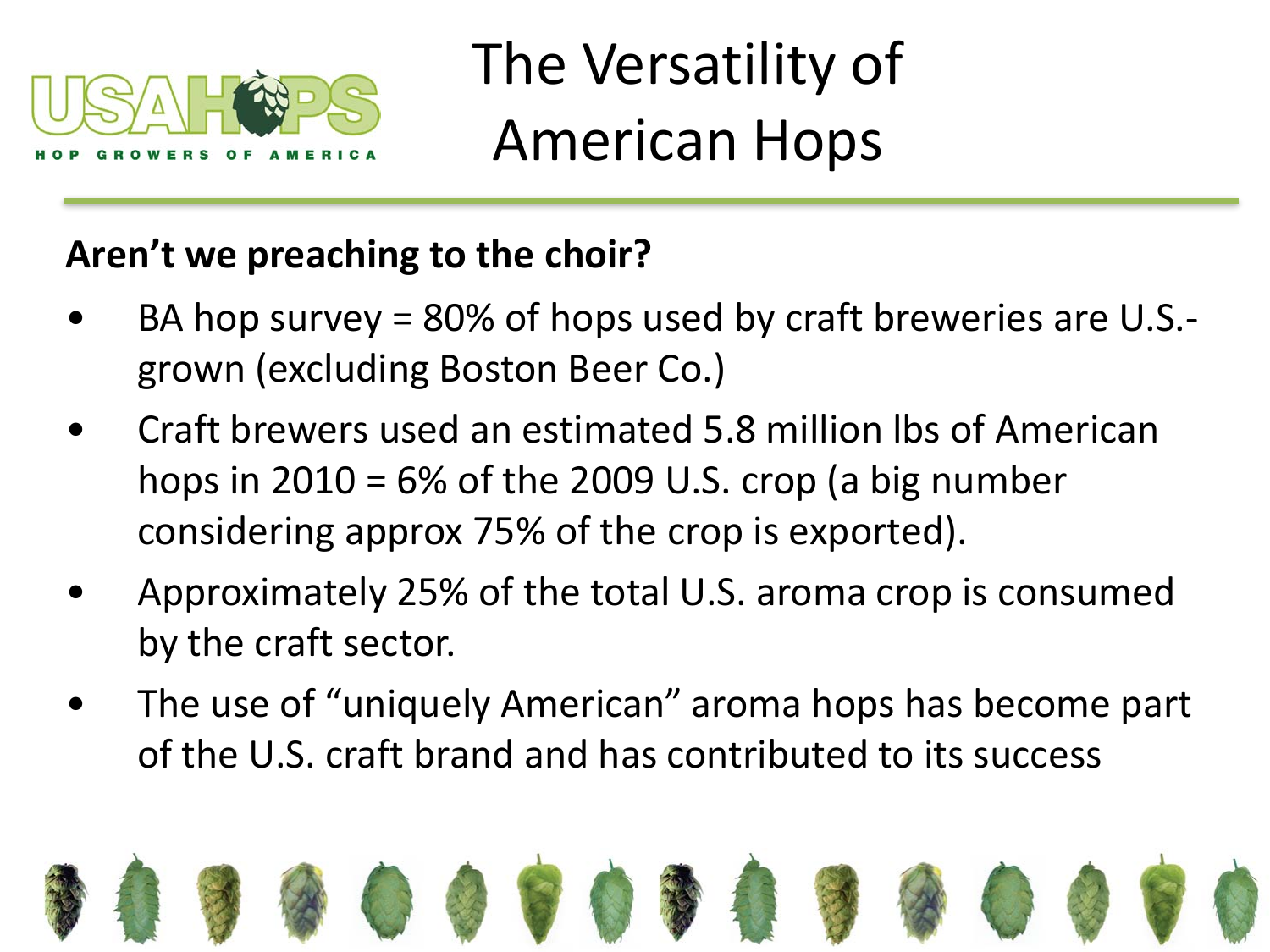# The Versatility of American Hops

**Aren't we preaching to the choir?**

- BA hop survey = 80% of hops used by craft breweries are U.S.-grown (excluding Boston Beer Co.)
- Craft brewers used an estimated 5.8 million lbs of American hops in 2010 = 6% of the 2009 U.S. crop (a big number considering approx 75% of the crop is exported).
- Approximately 25% of the total U.S. aroma crop is consumed by the craft sector.
- The use of "uniquely American" aroma hops has become part of the U.S. craft brand and has contributed to its success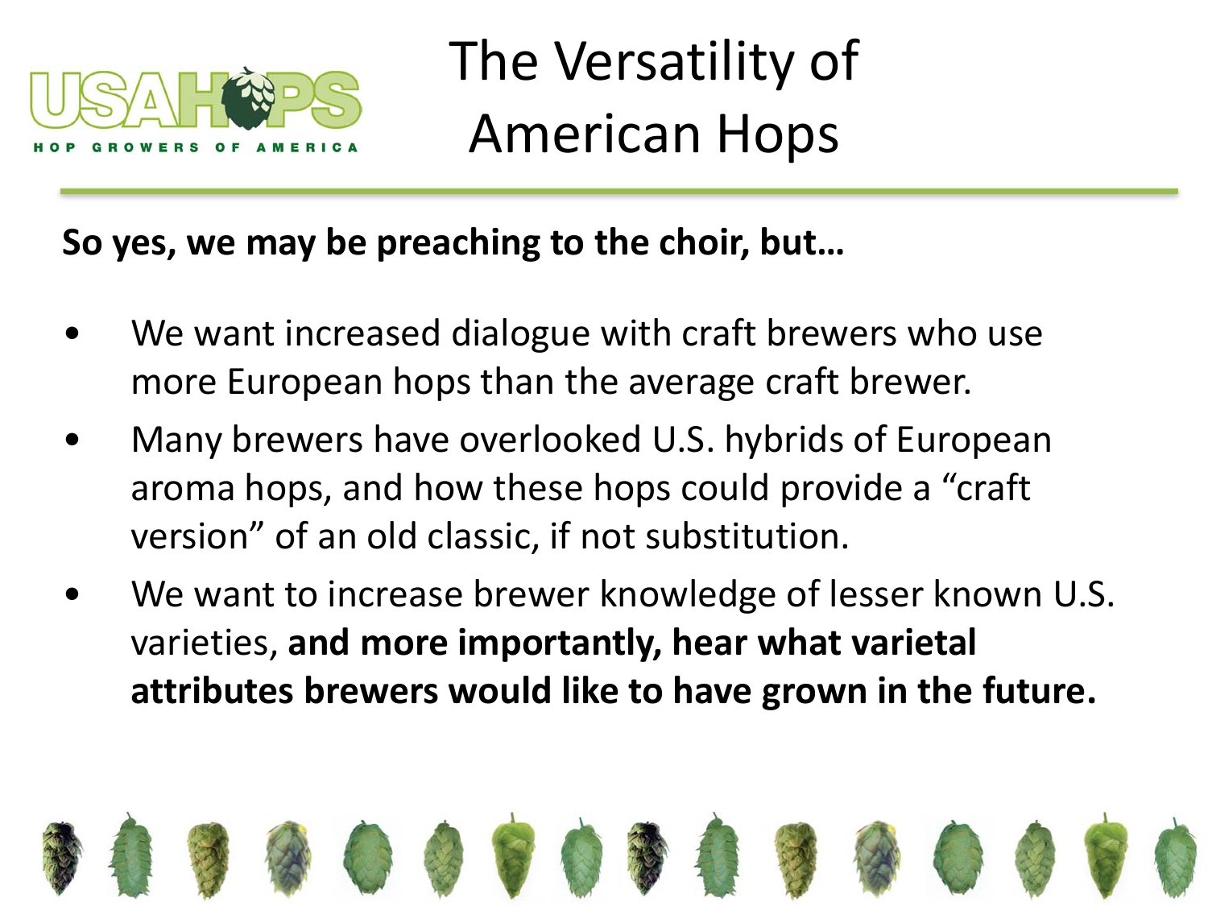# The Versatility of American Hops

**So yes, we may be preaching to the choir, but…**

- We want increased dialogue with craft brewers who use more European hops than the average craft brewer.
- Many brewers have overlooked U.S. hybrids of European aroma hops, and how these hops could provide a "craft version" of an old classic, if not substitution.
- We want to increase brewer knowledge of lesser known U.S. varieties, **and more importantly, hear what varietal attributes brewers would like to have grown in the future.**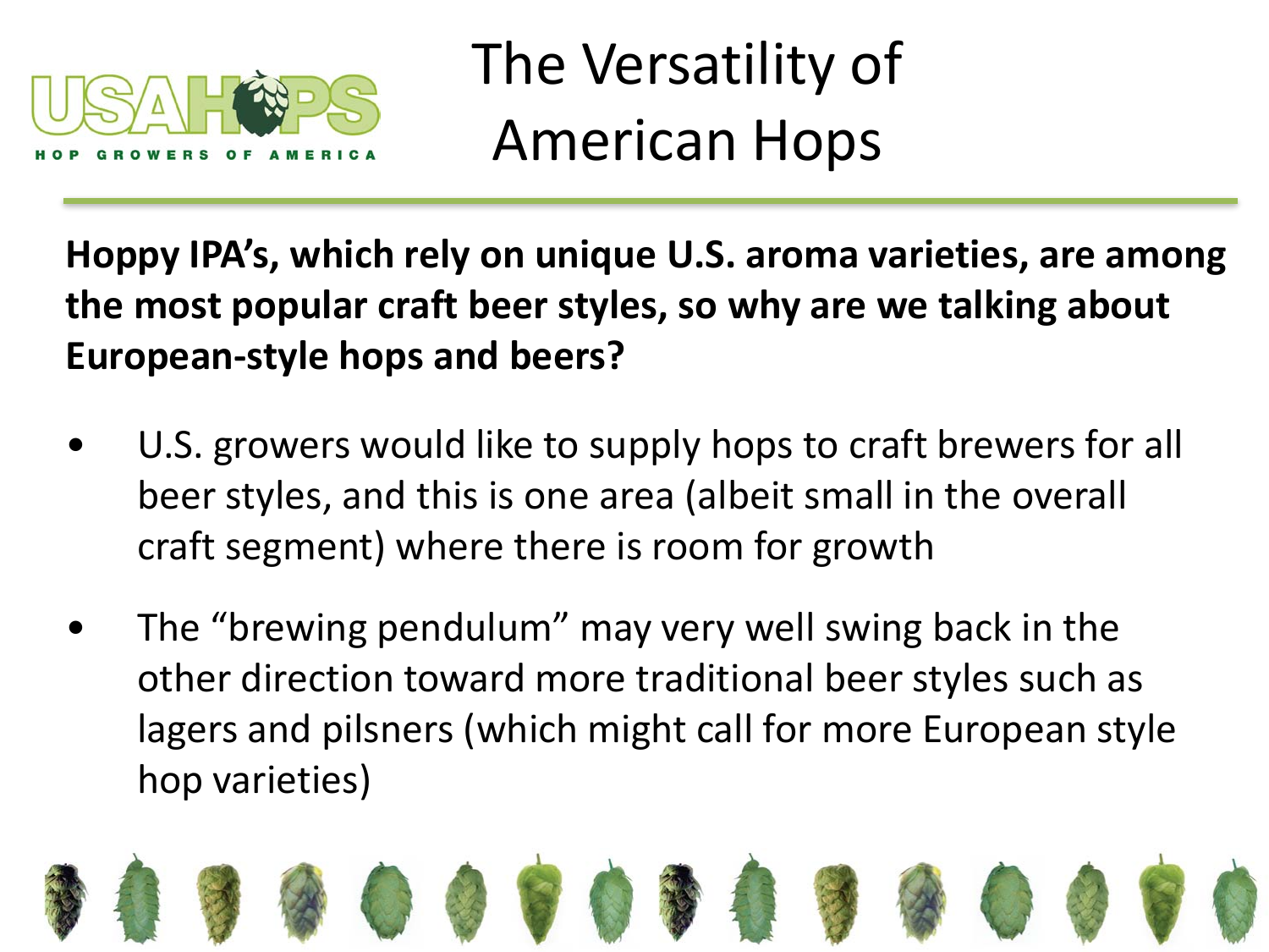# The Versatility of American Hops

**Hoppy IPA's, which rely on unique U.S. aroma varieties, are among the most popular craft beer styles, so why are we talking about European-style hops and beers?**

- U.S. growers would like to supply hops to craft brewers for all beer styles, and this is one area (albeit small in the overall craft segment) where there is room for growth
- The "brewing pendulum" may very well swing back in the other direction toward more traditional beer styles such as lagers and pilsners (which might call for more European style hop varieties)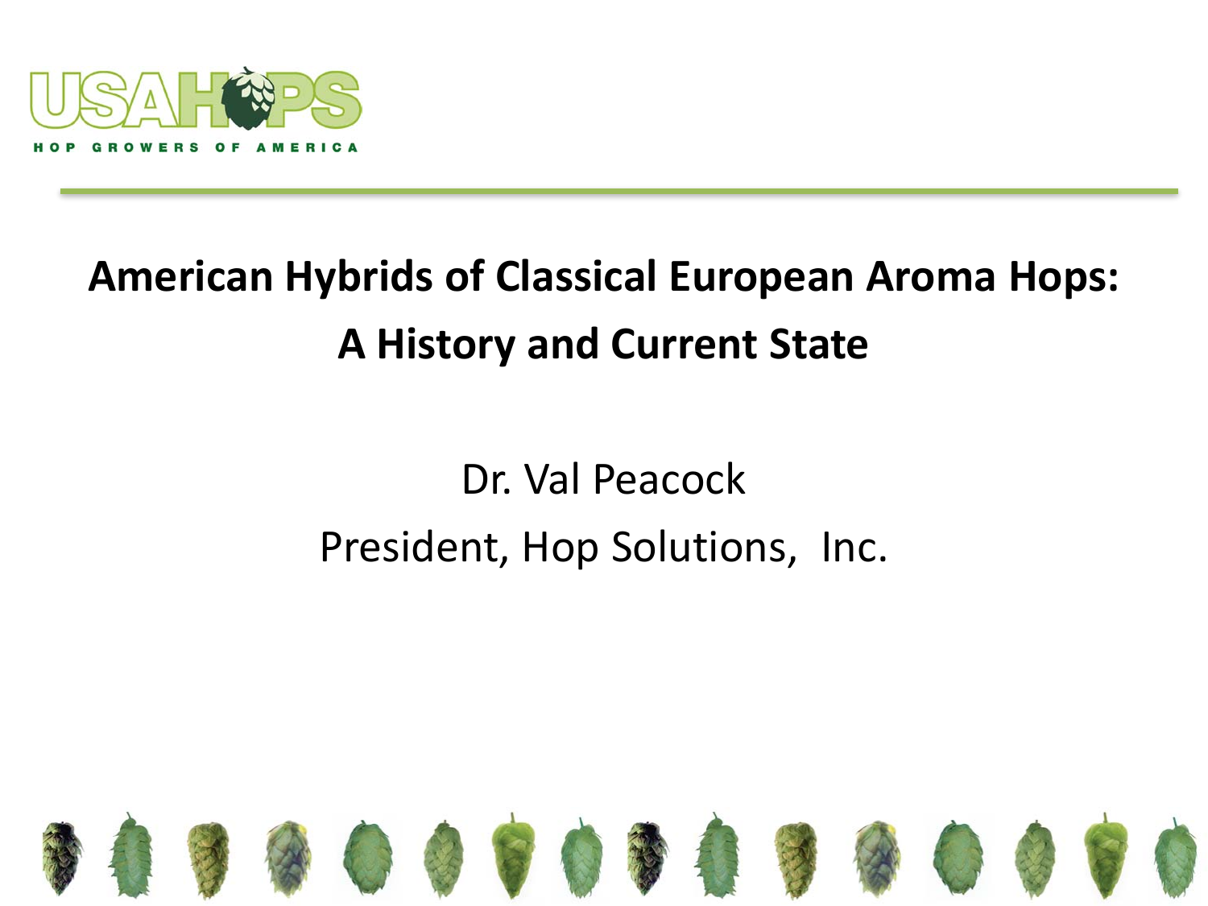# American Hybrids of Classical European Aroma Hops: A History and Current State

Dr. Val Peacock

President, Hop Solutions, Inc.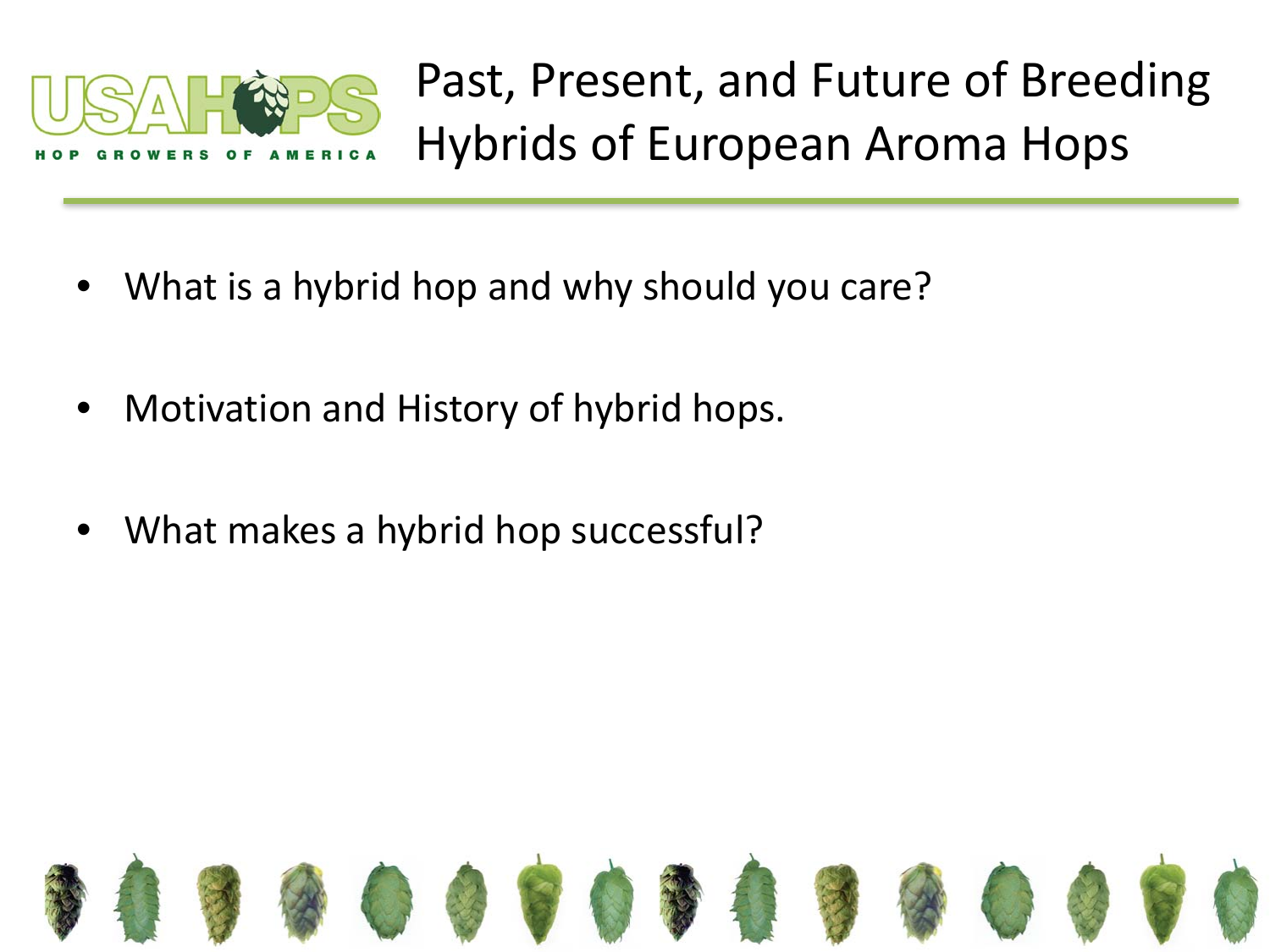# Past, Present, and Future of Breeding Hybrids of European Aroma Hops

- What is a hybrid hop and why should you care?
- Motivation and History of hybrid hops.
- What makes a hybrid hop successful?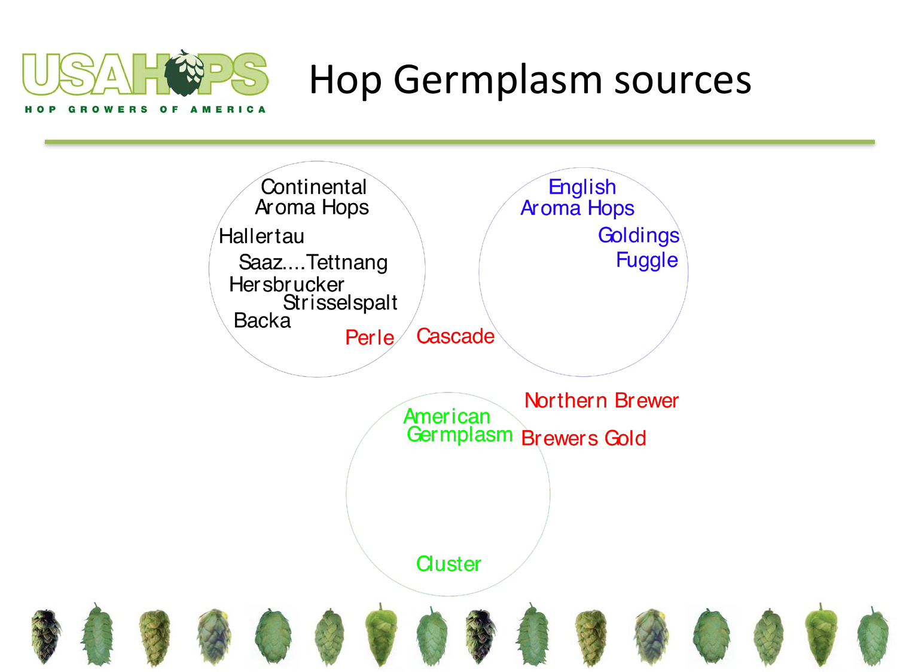# Hop Germplasm sources

Continental Aroma Hops

Hallertau

Saaz....Tettnang

Hersbrucker

Strisselspalt

Backa

Perle

Cascade

English Aroma Hops

Goldings

Fuggle

Northern Brewer

Brewers Gold

American Germplasm

Cluster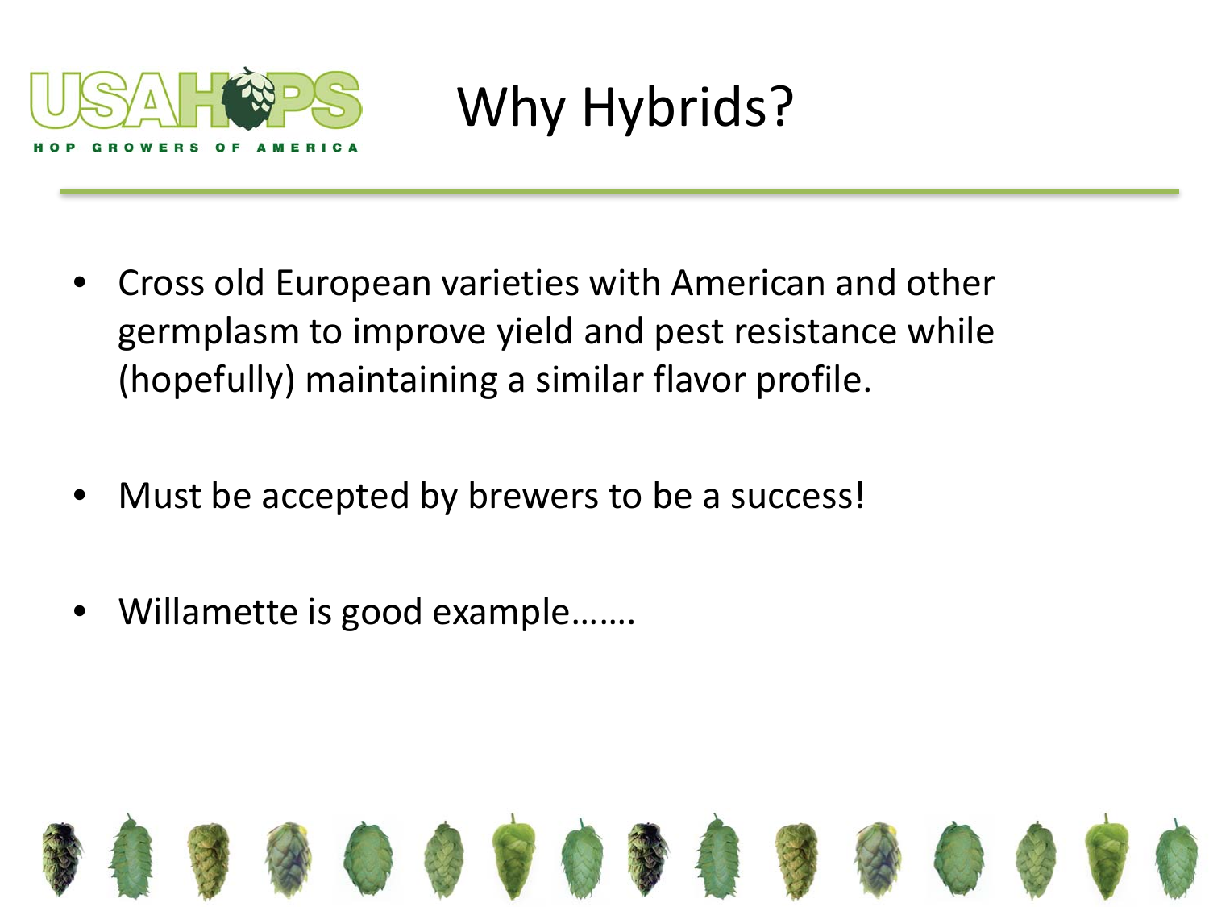# Why Hybrids?

- Cross old European varieties with American and other germplasm to improve yield and pest resistance while (hopefully) maintaining a similar flavor profile.
- Must be accepted by brewers to be a success!
- Willamette is good example…….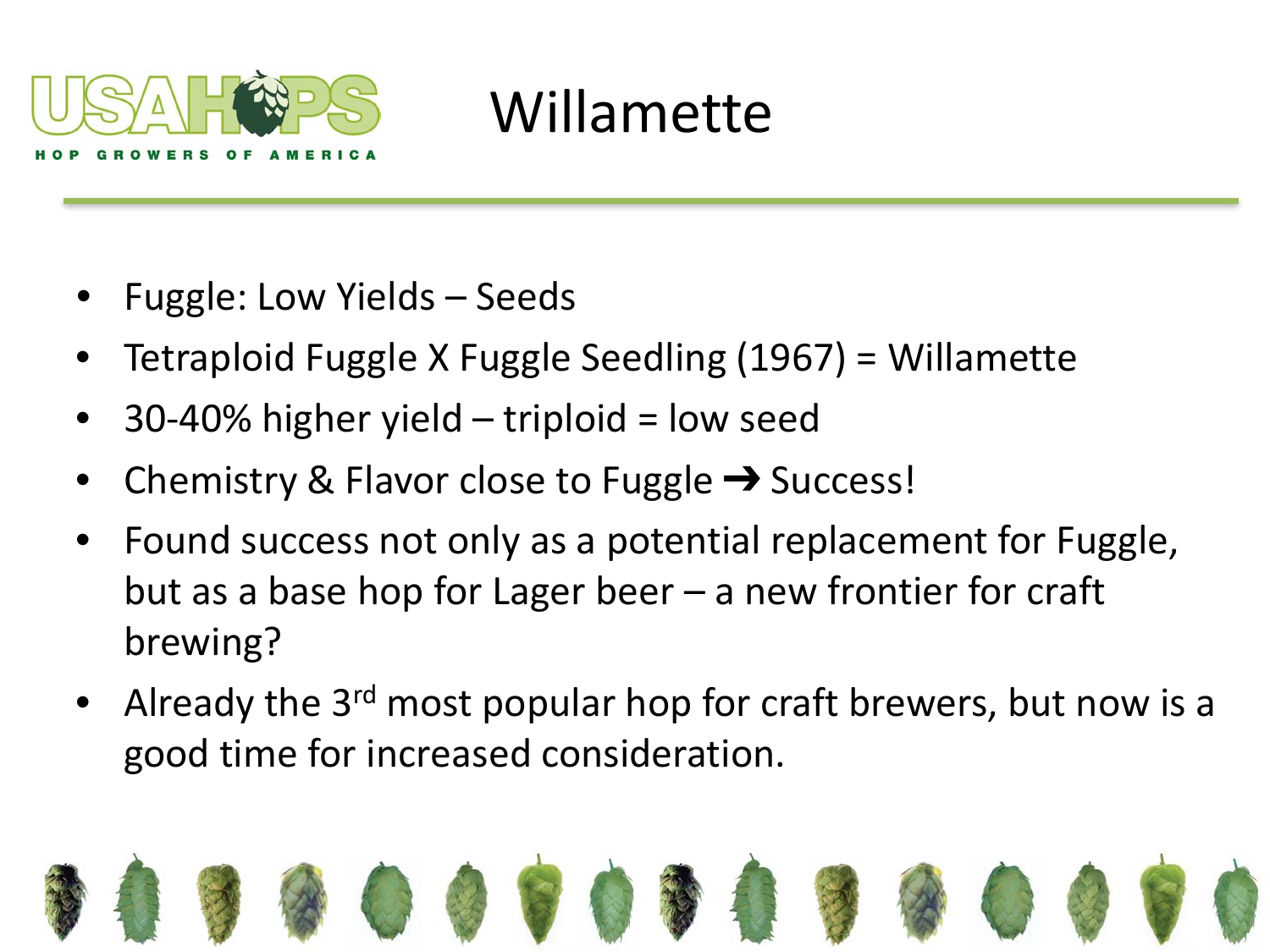# Willamette

- Fuggle: Low Yields – Seeds
- Tetraploid Fuggle X Fuggle Seedling (1967) = Willamette
- 30-40% higher yield – triploid = low seed
- Chemistry & Flavor close to Fuggle ➔ Success!
- Found success not only as a potential replacement for Fuggle, but as a base hop for Lager beer – a new frontier for craft brewing?
- Already the 3rd most popular hop for craft brewers, but now is a good time for increased consideration.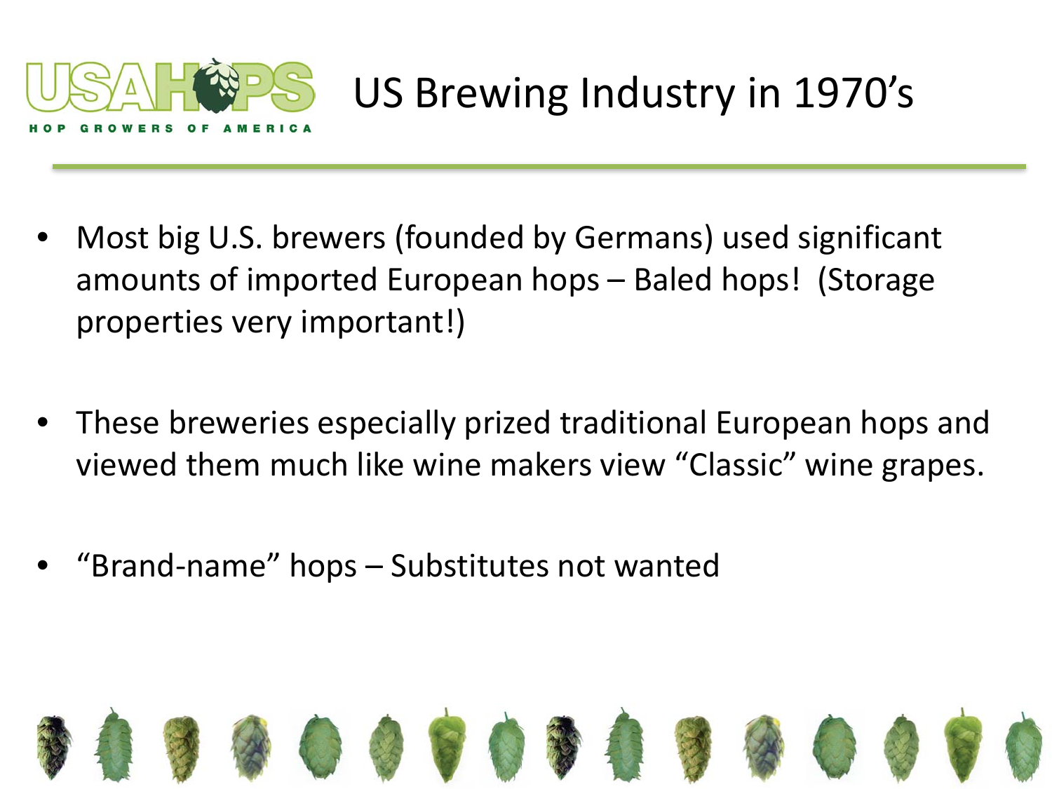# US Brewing Industry in 1970's

- Most big U.S. brewers (founded by Germans) used significant amounts of imported European hops – Baled hops! (Storage properties very important!)

- These breweries especially prized traditional European hops and viewed them much like wine makers view "Classic" wine grapes.

- "Brand-name" hops – Substitutes not wanted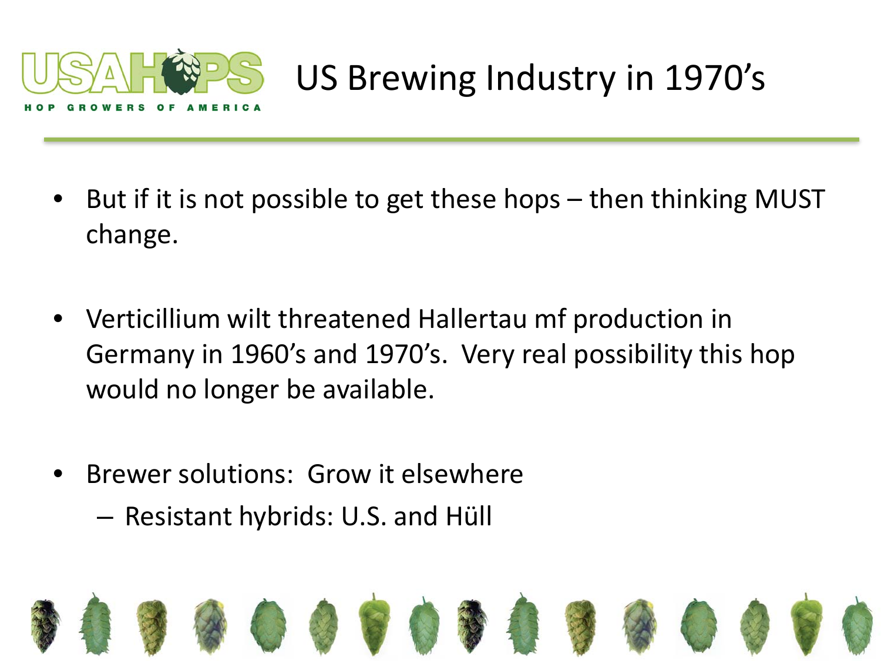# US Brewing Industry in 1970's

- But if it is not possible to get these hops – then thinking MUST change.
- Verticillium wilt threatened Hallertau mf production in Germany in 1960's and 1970's. Very real possibility this hop would no longer be available.
- Brewer solutions: Grow it elsewhere
  - Resistant hybrids: U.S. and Hüll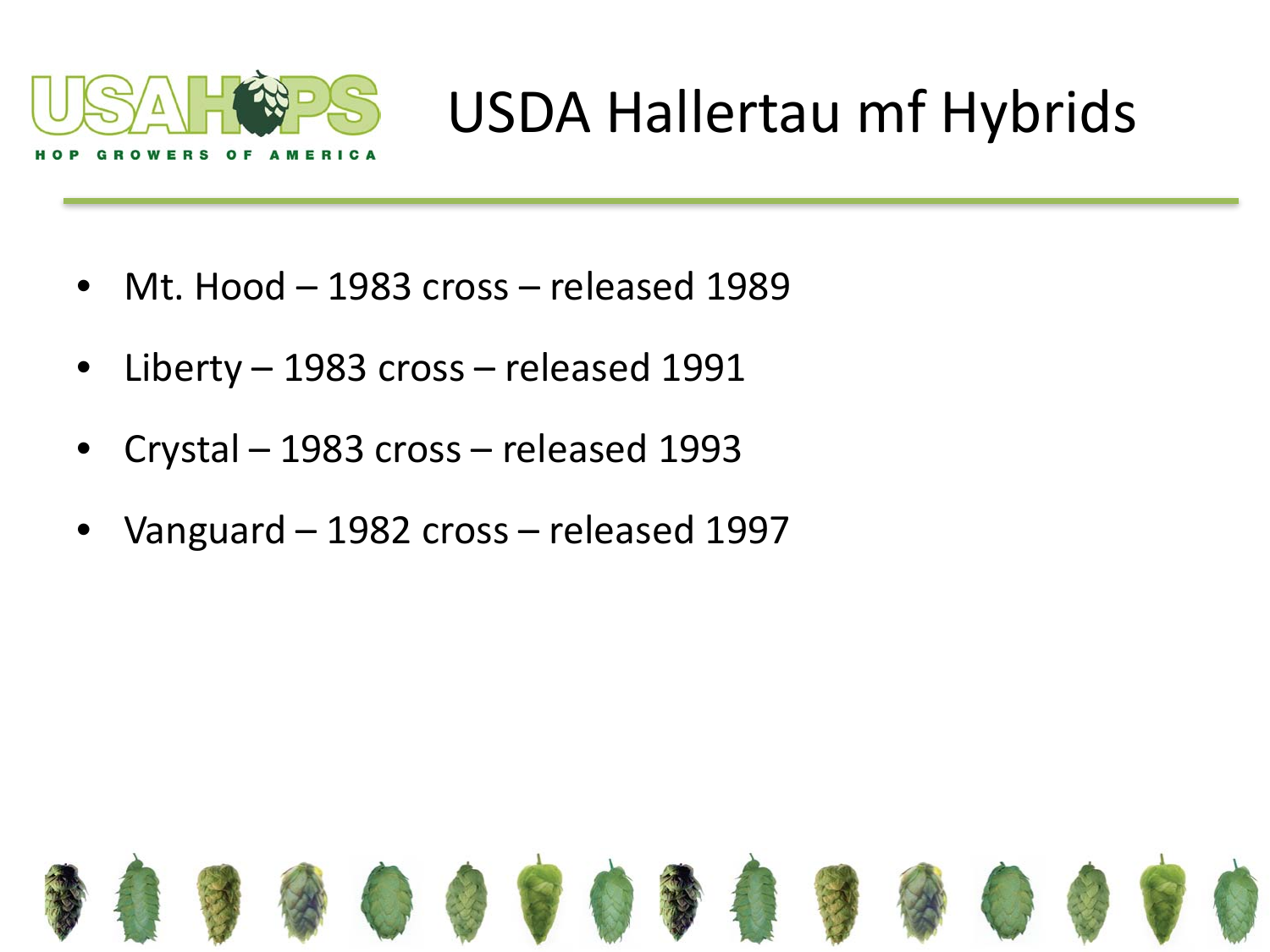# USDA Hallertau mf Hybrids

- Mt. Hood – 1983 cross – released 1989
- Liberty – 1983 cross – released 1991
- Crystal – 1983 cross – released 1993
- Vanguard – 1982 cross – released 1997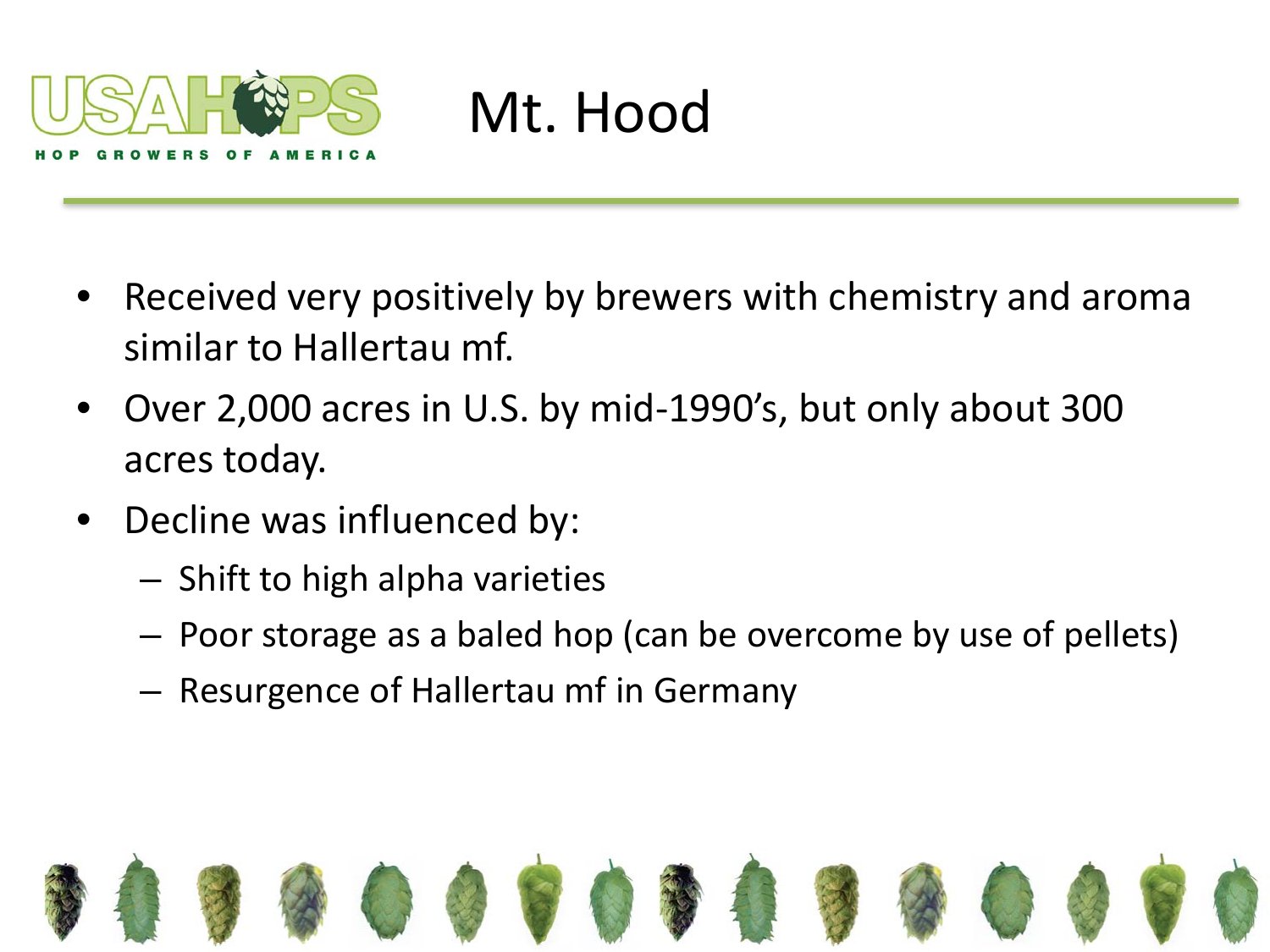# Mt. Hood

- Received very positively by brewers with chemistry and aroma similar to Hallertau mf.
- Over 2,000 acres in U.S. by mid-1990's, but only about 300 acres today.
- Decline was influenced by:
  - Shift to high alpha varieties
  - Poor storage as a baled hop (can be overcome by use of pellets)
  - Resurgence of Hallertau mf in Germany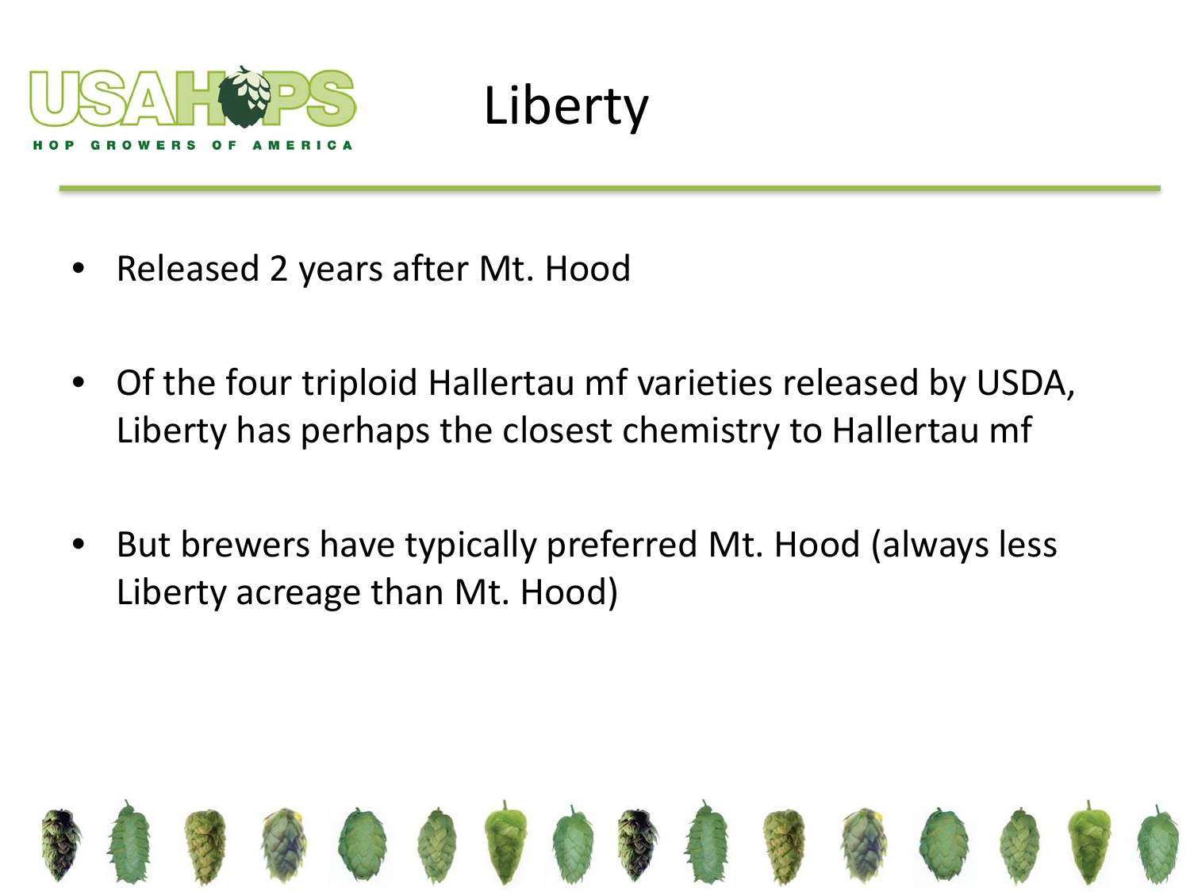# Liberty

- Released 2 years after Mt. Hood
- Of the four triploid Hallertau mf varieties released by USDA, Liberty has perhaps the closest chemistry to Hallertau mf
- But brewers have typically preferred Mt. Hood (always less Liberty acreage than Mt. Hood)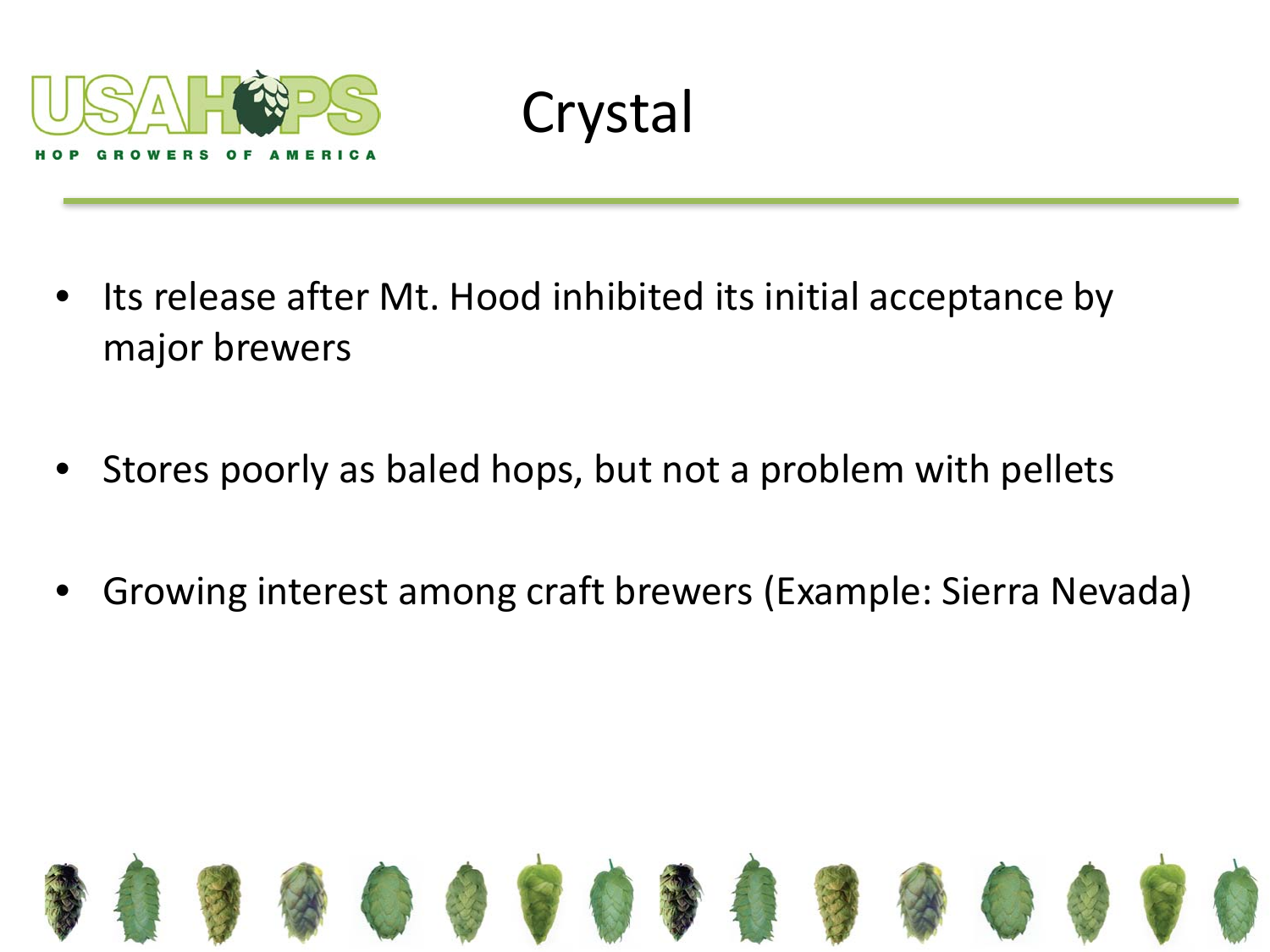# Crystal

- Its release after Mt. Hood inhibited its initial acceptance by major brewers
- Stores poorly as baled hops, but not a problem with pellets
- Growing interest among craft brewers (Example: Sierra Nevada)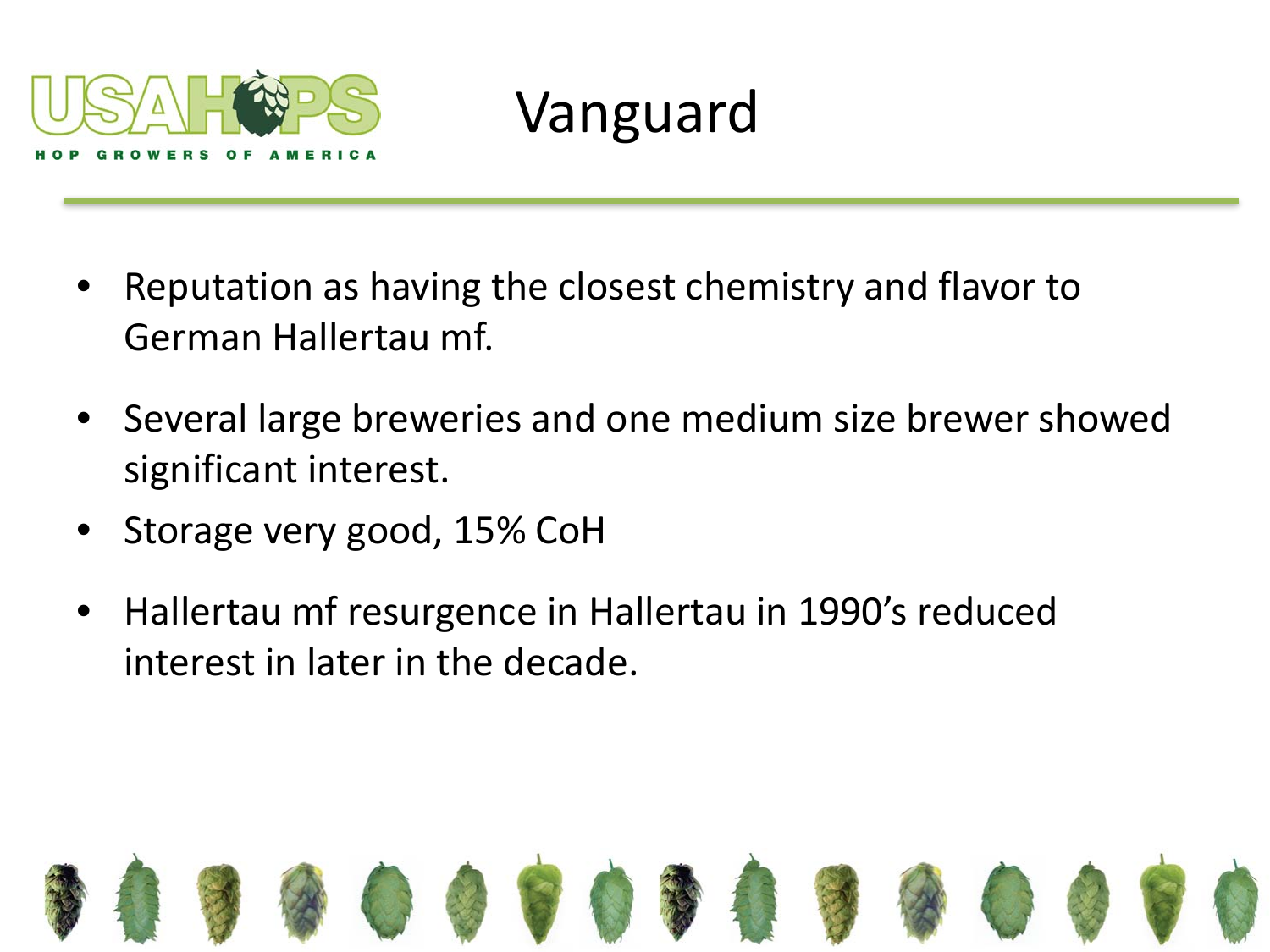# Vanguard

- Reputation as having the closest chemistry and flavor to German Hallertau mf.
- Several large breweries and one medium size brewer showed significant interest.
- Storage very good, 15% CoH
- Hallertau mf resurgence in Hallertau in 1990's reduced interest in later in the decade.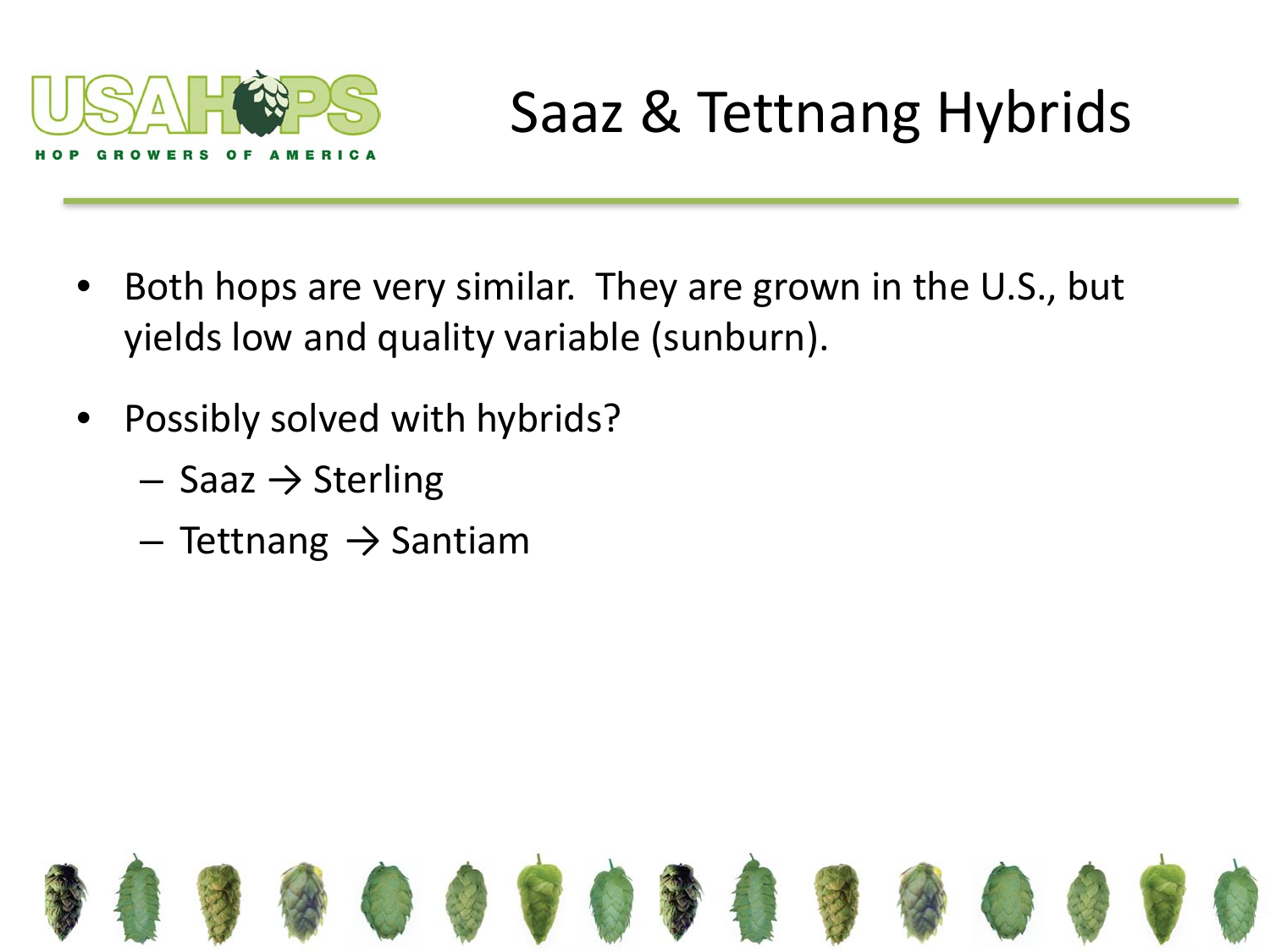# Saaz & Tettnang Hybrids

- Both hops are very similar. They are grown in the U.S., but yields low and quality variable (sunburn).
- Possibly solved with hybrids?
  - Saaz → Sterling
  - Tettnang → Santiam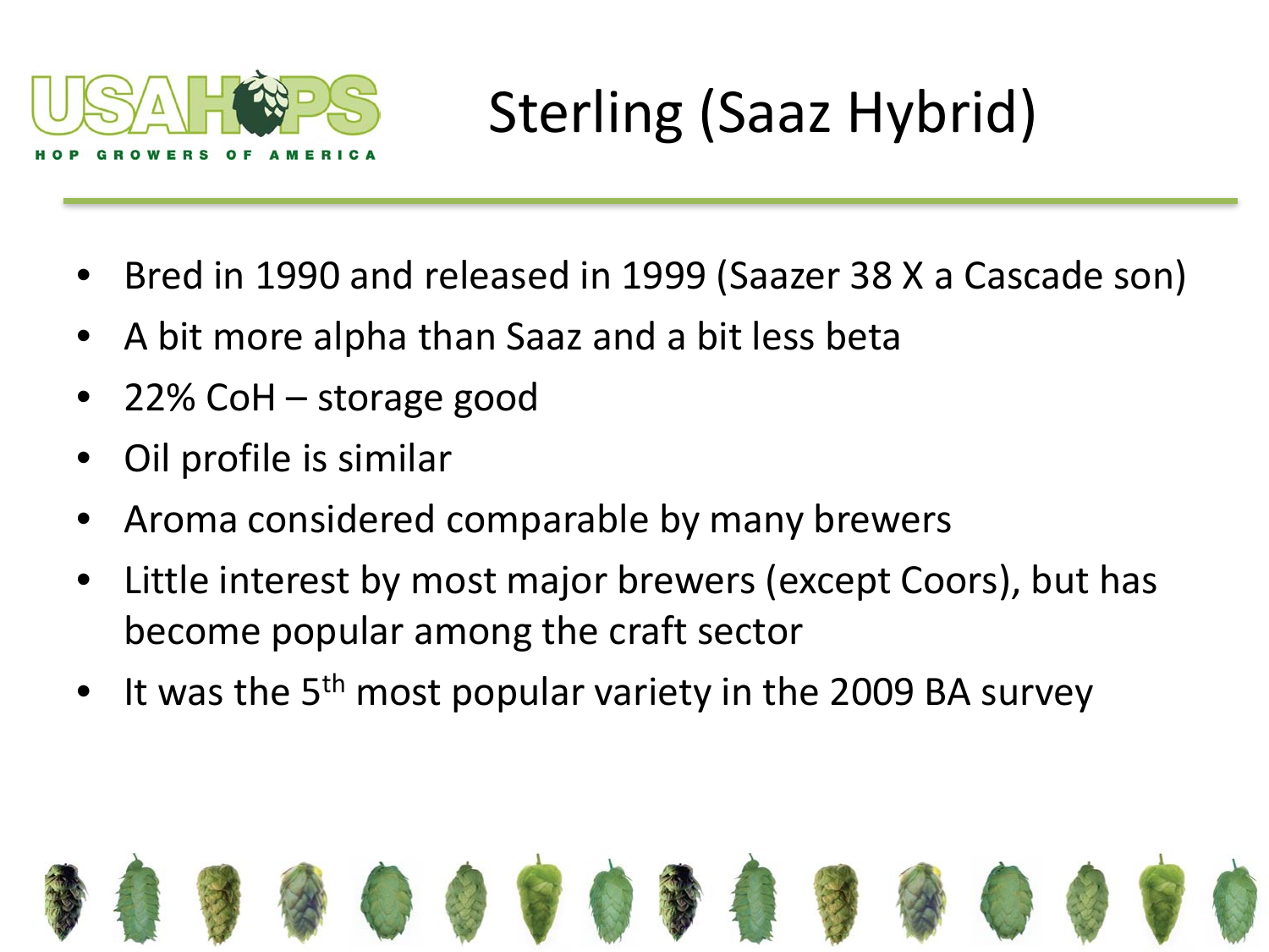# Sterling (Saaz Hybrid)

- Bred in 1990 and released in 1999 (Saazer 38 X a Cascade son)
- A bit more alpha than Saaz and a bit less beta
- 22% CoH – storage good
- Oil profile is similar
- Aroma considered comparable by many brewers
- Little interest by most major brewers (except Coors), but has become popular among the craft sector
- It was the 5$^{th}$ most popular variety in the 2009 BA survey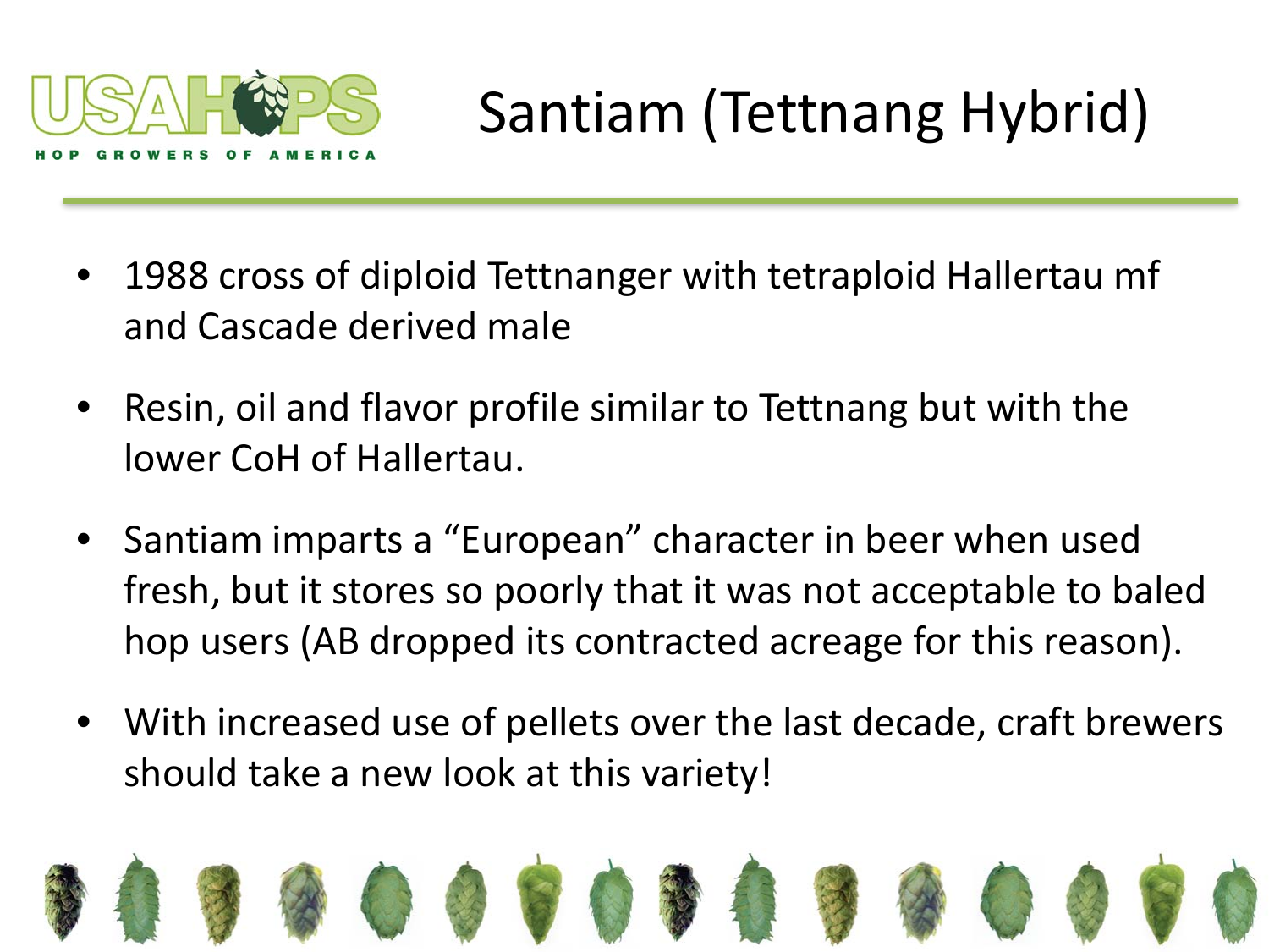# Santiam (Tettnang Hybrid)

- 1988 cross of diploid Tettnanger with tetraploid Hallertau mf and Cascade derived male
- Resin, oil and flavor profile similar to Tettnang but with the lower CoH of Hallertau.
- Santiam imparts a "European" character in beer when used fresh, but it stores so poorly that it was not acceptable to baled hop users (AB dropped its contracted acreage for this reason).
- With increased use of pellets over the last decade, craft brewers should take a new look at this variety!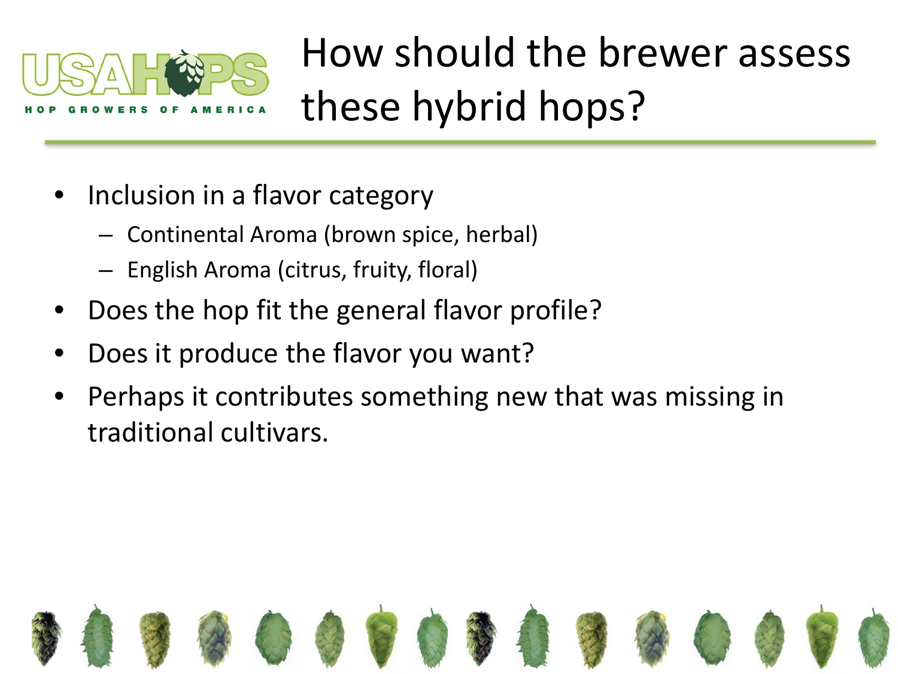# How should the brewer assess these hybrid hops?

- Inclusion in a flavor category
  - Continental Aroma (brown spice, herbal)
  - English Aroma (citrus, fruity, floral)
- Does the hop fit the general flavor profile?
- Does it produce the flavor you want?
- Perhaps it contributes something new that was missing in traditional cultivars.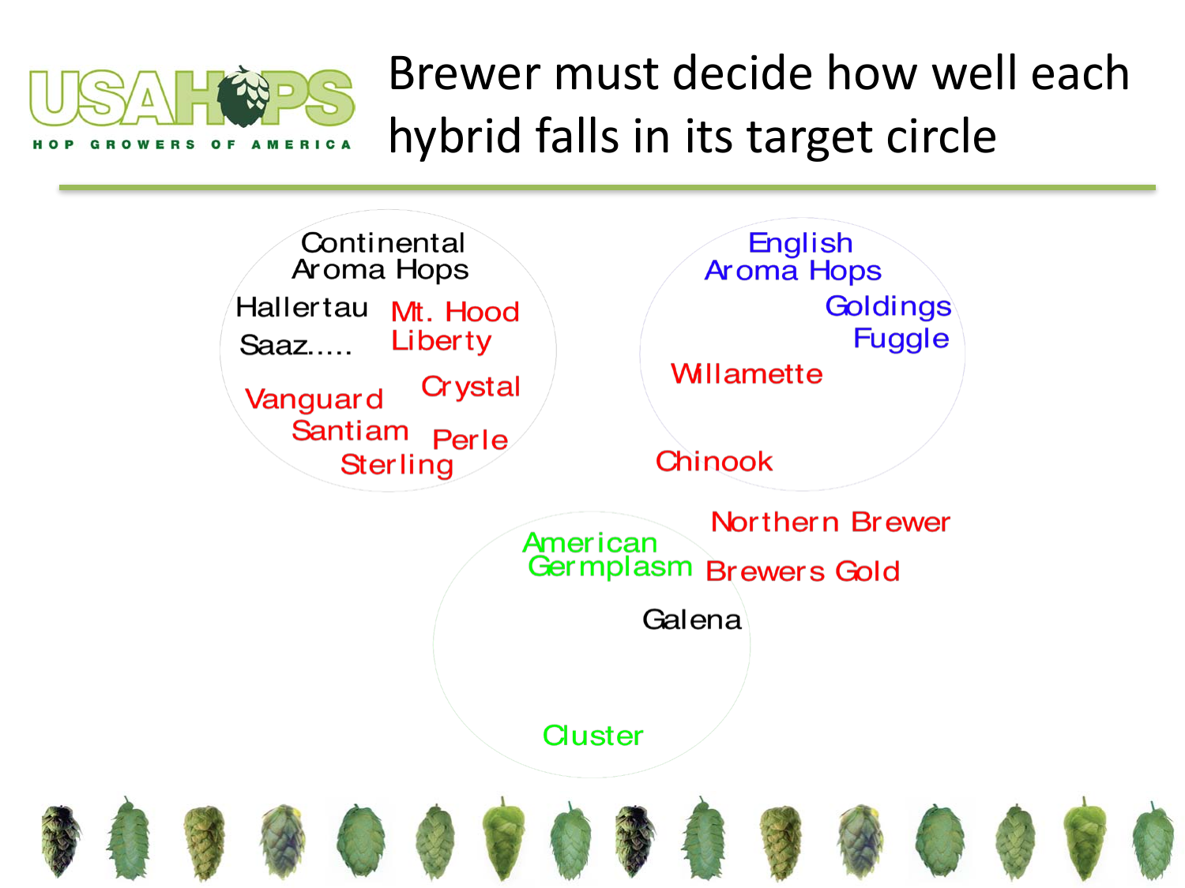# Brewer must decide how well each hybrid falls in its target circle

**Continental Aroma Hops**

- Hallertau
- Saaz.....
- Mt. Hood
- Liberty
- Crystal
- Vanguard
- Santiam
- Perle
- Sterling

**English Aroma Hops**

- Goldings
- Fuggle
- Willamette
- Chinook

**American Germplasm**

- Northern Brewer
- Brewers Gold
- Galena
- Cluster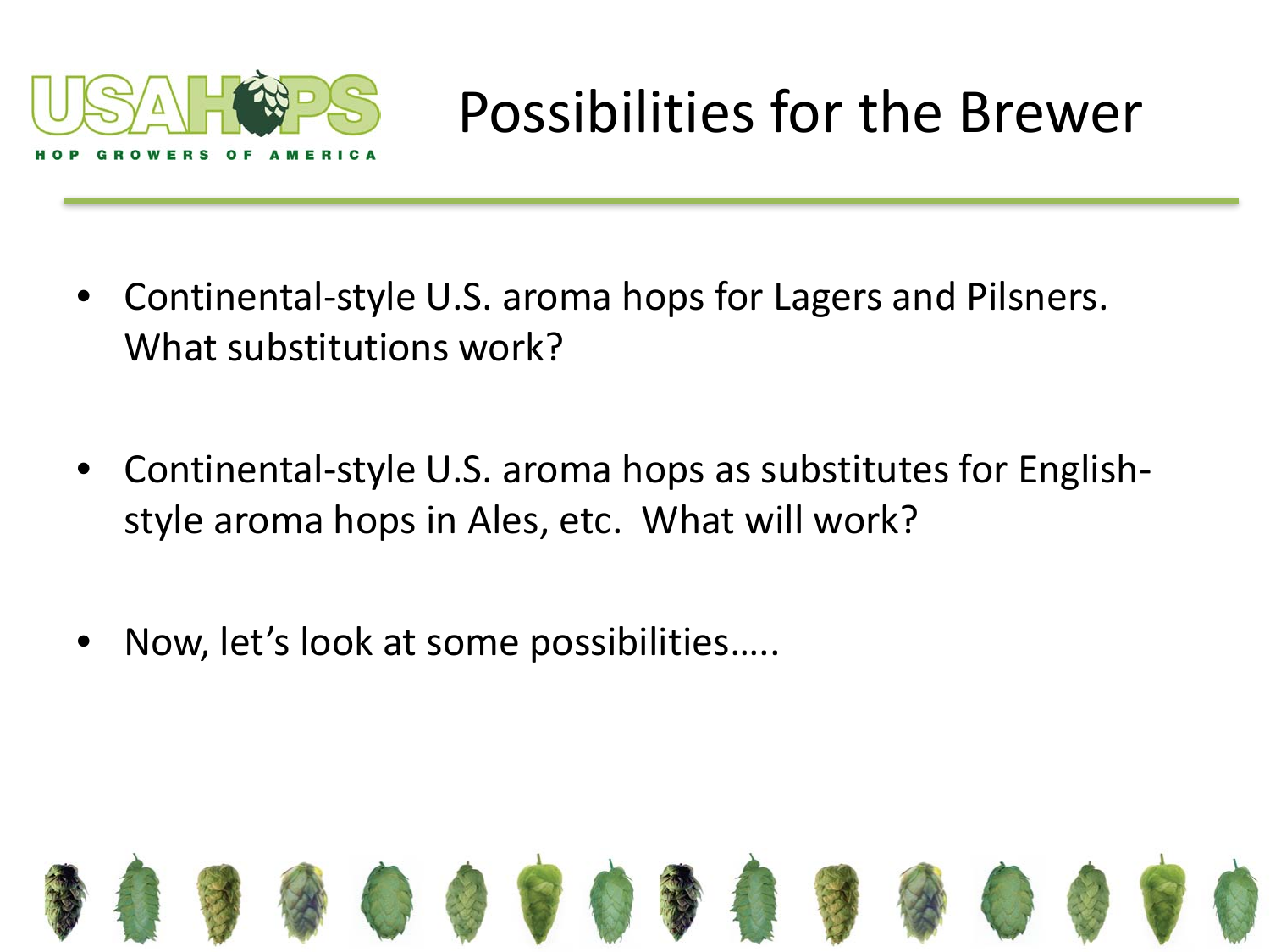# Possibilities for the Brewer

- Continental-style U.S. aroma hops for Lagers and Pilsners. What substitutions work?
- Continental-style U.S. aroma hops as substitutes for English-style aroma hops in Ales, etc. What will work?
- Now, let's look at some possibilities…..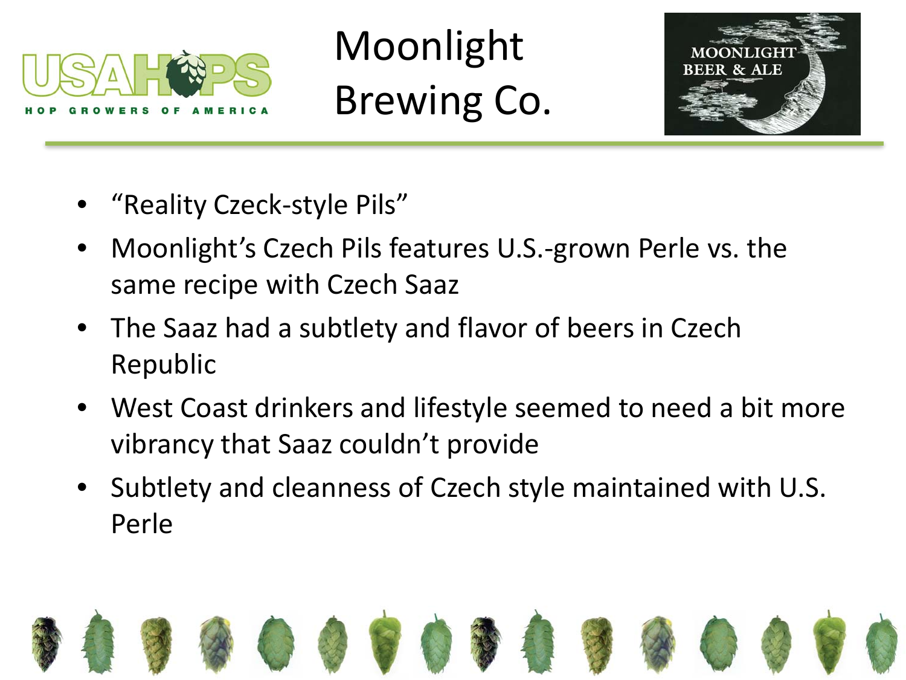# Moonlight Brewing Co.

- "Reality Czeck-style Pils"
- Moonlight's Czech Pils features U.S.-grown Perle vs. the same recipe with Czech Saaz
- The Saaz had a subtlety and flavor of beers in Czech Republic
- West Coast drinkers and lifestyle seemed to need a bit more vibrancy that Saaz couldn't provide
- Subtlety and cleanness of Czech style maintained with U.S. Perle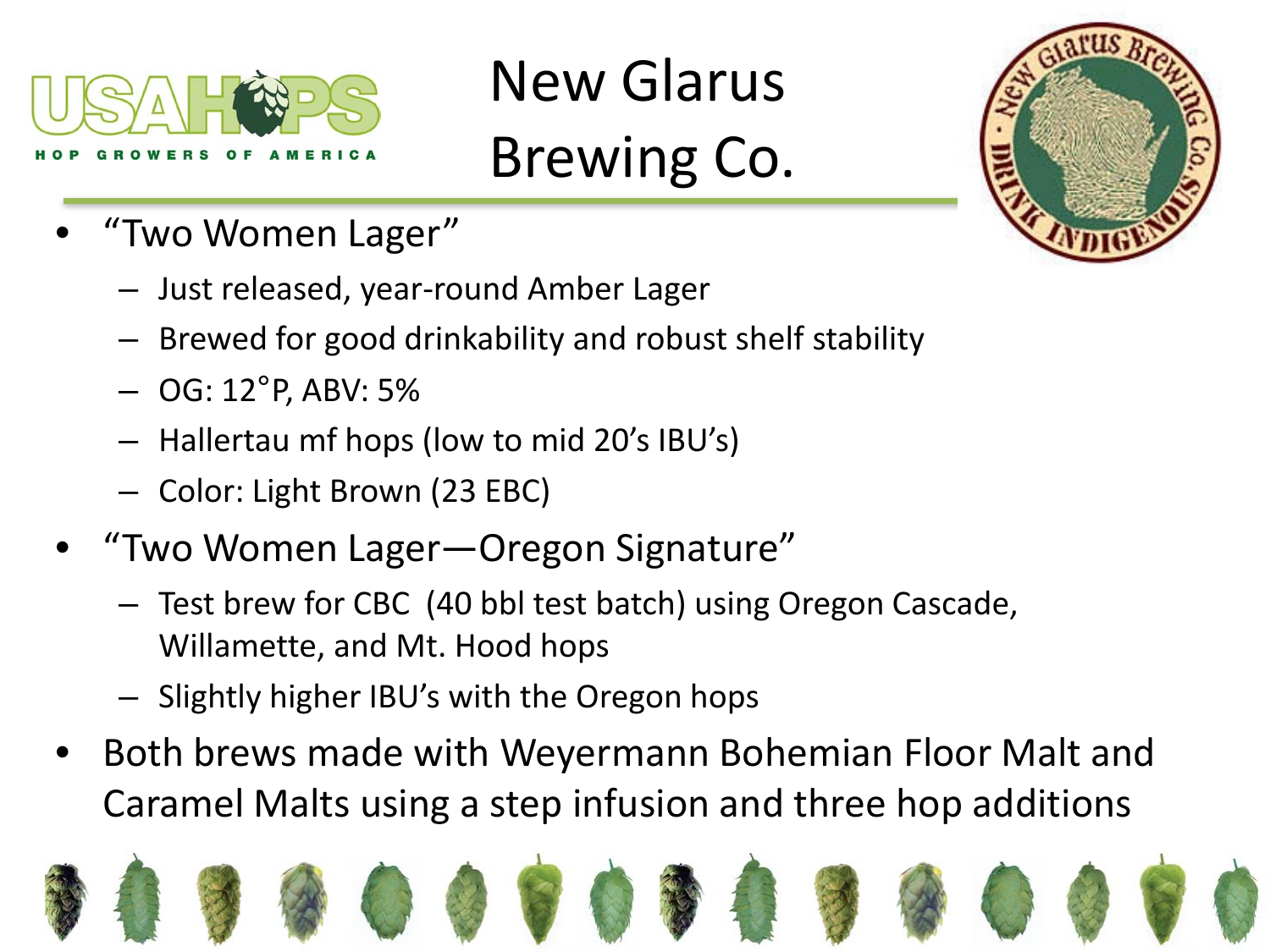# New Glarus Brewing Co.

- "Two Women Lager"
  - Just released, year-round Amber Lager
  - Brewed for good drinkability and robust shelf stability
  - OG: 12°P, ABV: 5%
  - Hallertau mf hops (low to mid 20's IBU's)
  - Color: Light Brown (23 EBC)
- "Two Women Lager—Oregon Signature"
  - Test brew for CBC (40 bbl test batch) using Oregon Cascade, Willamette, and Mt. Hood hops
  - Slightly higher IBU's with the Oregon hops
- Both brews made with Weyermann Bohemian Floor Malt and Caramel Malts using a step infusion and three hop additions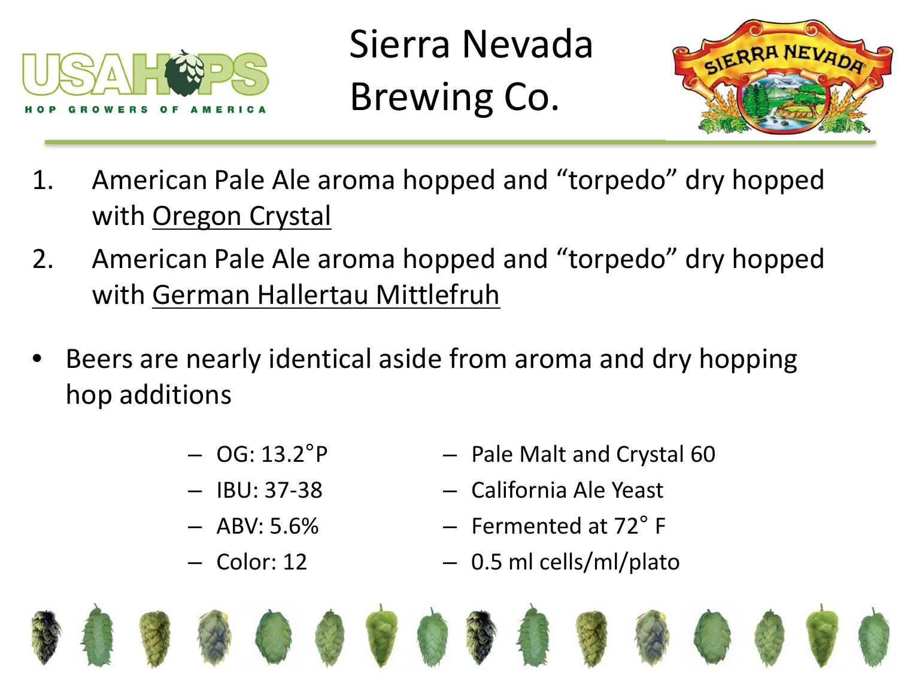# Sierra Nevada Brewing Co.

1. American Pale Ale aroma hopped and "torpedo" dry hopped with Oregon Crystal
2. American Pale Ale aroma hopped and "torpedo" dry hopped with German Hallertau Mittlefruh

- Beers are nearly identical aside from aroma and dry hopping hop additions
  - OG: 13.2°P
  - IBU: 37-38
  - ABV: 5.6%
  - Color: 12
  - Pale Malt and Crystal 60
  - California Ale Yeast
  - Fermented at 72° F
  - 0.5 ml cells/ml/plato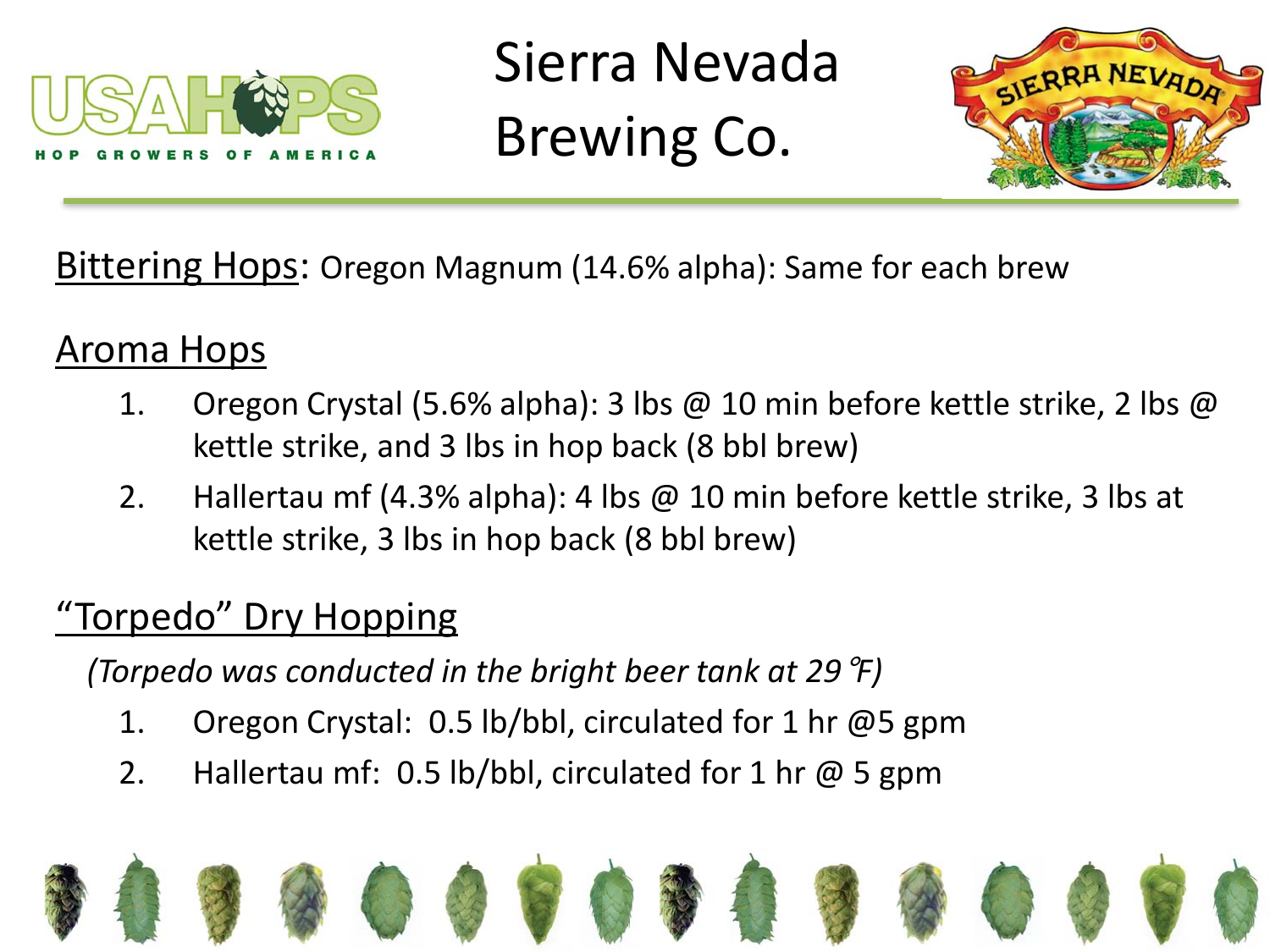# Sierra Nevada Brewing Co.

Bittering Hops: Oregon Magnum (14.6% alpha): Same for each brew

## Aroma Hops

1. Oregon Crystal (5.6% alpha): 3 lbs @ 10 min before kettle strike, 2 lbs @ kettle strike, and 3 lbs in hop back (8 bbl brew)
2. Hallertau mf (4.3% alpha): 4 lbs @ 10 min before kettle strike, 3 lbs at kettle strike, 3 lbs in hop back (8 bbl brew)

## "Torpedo" Dry Hopping

*(Torpedo was conducted in the bright beer tank at 29 ℉)*

1. Oregon Crystal: 0.5 lb/bbl, circulated for 1 hr @5 gpm
2. Hallertau mf: 0.5 lb/bbl, circulated for 1 hr @ 5 gpm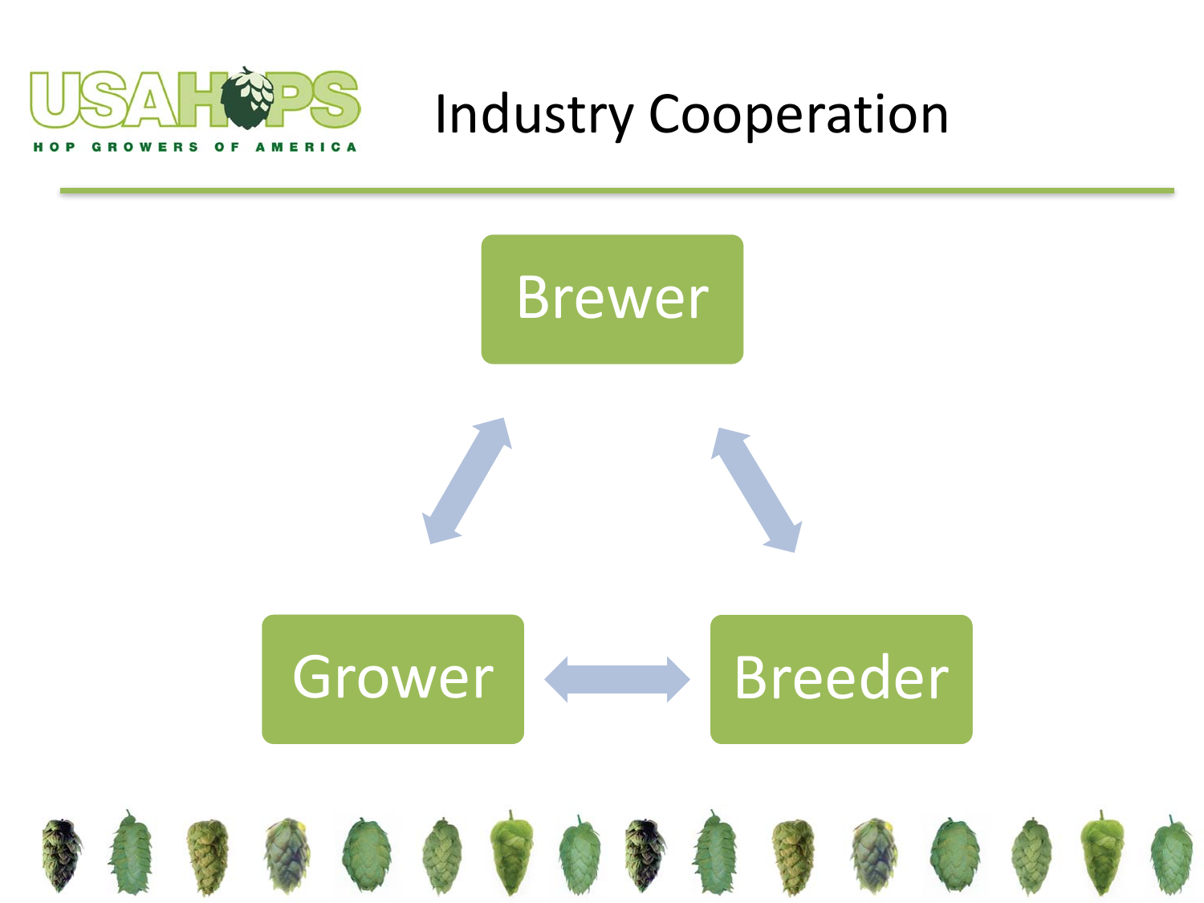# Industry Cooperation

Brewer

Grower

Breeder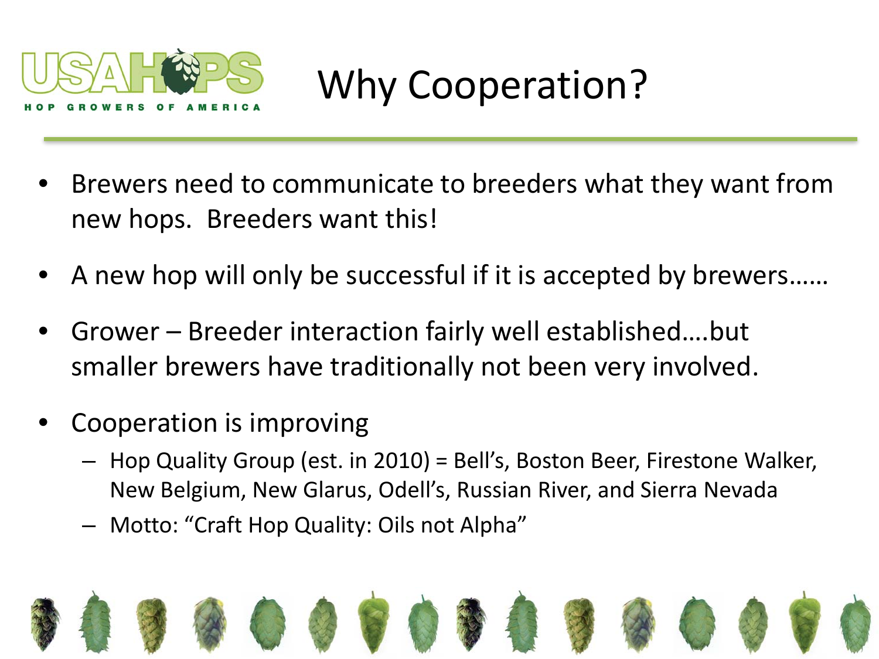# Why Cooperation?

- Brewers need to communicate to breeders what they want from new hops. Breeders want this!
- A new hop will only be successful if it is accepted by brewers……
- Grower – Breeder interaction fairly well established….but smaller brewers have traditionally not been very involved.
- Cooperation is improving
  - Hop Quality Group (est. in 2010) = Bell's, Boston Beer, Firestone Walker, New Belgium, New Glarus, Odell's, Russian River, and Sierra Nevada
  - Motto: "Craft Hop Quality: Oils not Alpha"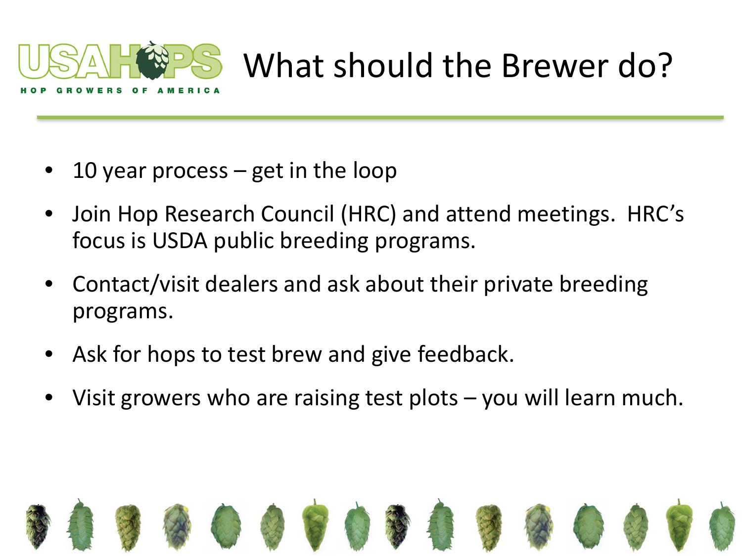USAHOPS
HOP GROWERS OF AMERICA

# What should the Brewer do?

- 10 year process – get in the loop
- Join Hop Research Council (HRC) and attend meetings. HRC's focus is USDA public breeding programs.
- Contact/visit dealers and ask about their private breeding programs.
- Ask for hops to test brew and give feedback.
- Visit growers who are raising test plots – you will learn much.